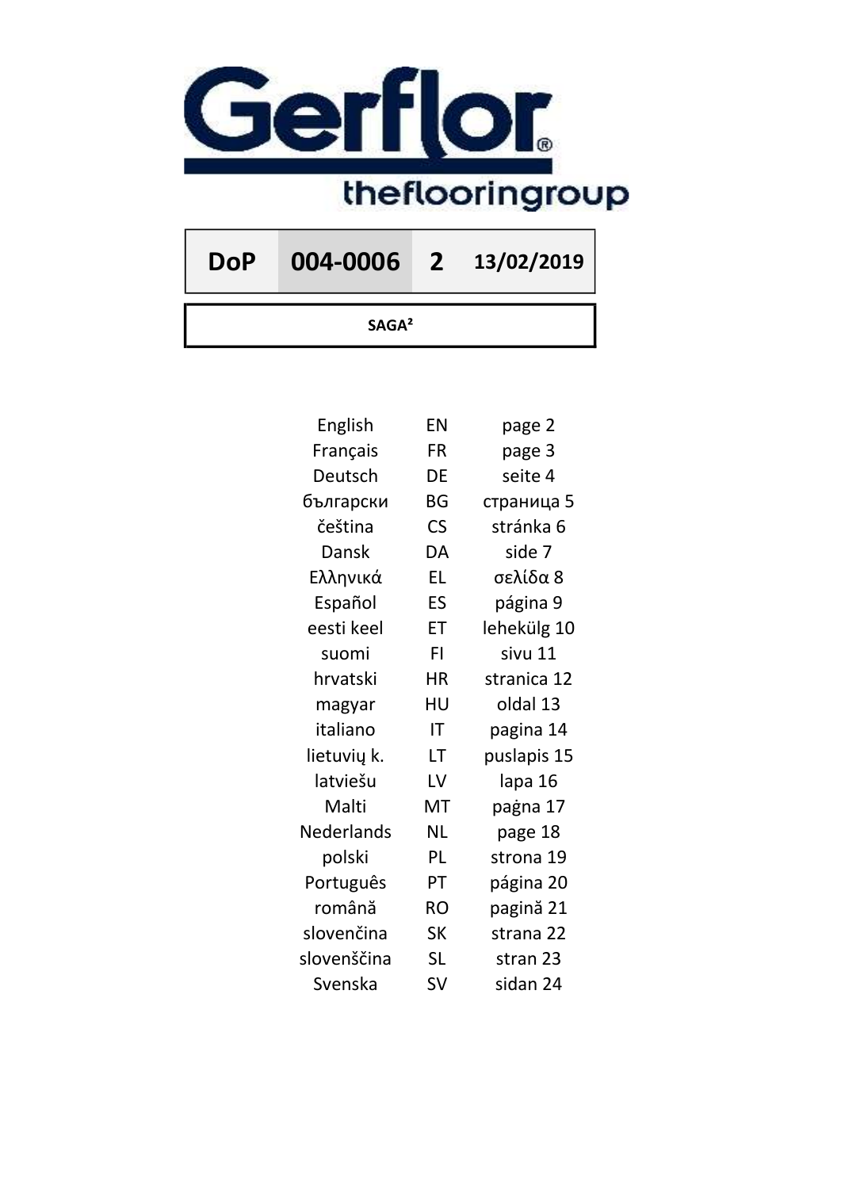Gerflor®

theflooringroup

| DoP | 004-0006 | 2 | 13/02/2019 |
| --- | --- | --- | --- |

**SAGA²**

| | | |
| --- | --- | --- |
| English | EN | page 2 |
| Français | FR | page 3 |
| Deutsch | DE | seite 4 |
| български | BG | страница 5 |
| čeština | CS | stránka 6 |
| Dansk | DA | side 7 |
| Ελληνικά | EL | σελίδα 8 |
| Español | ES | página 9 |
| eesti keel | ET | lehekülg 10 |
| suomi | FI | sivu 11 |
| hrvatski | HR | stranica 12 |
| magyar | HU | oldal 13 |
| italiano | IT | pagina 14 |
| lietuvių k. | LT | puslapis 15 |
| latviešu | LV | lapa 16 |
| Malti | MT | paġna 17 |
| Nederlands | NL | page 18 |
| polski | PL | strona 19 |
| Português | PT | página 20 |
| română | RO | pagină 21 |
| slovenčina | SK | strana 22 |
| slovenščina | SL | stran 23 |
| Svenska | SV | sidan 24 |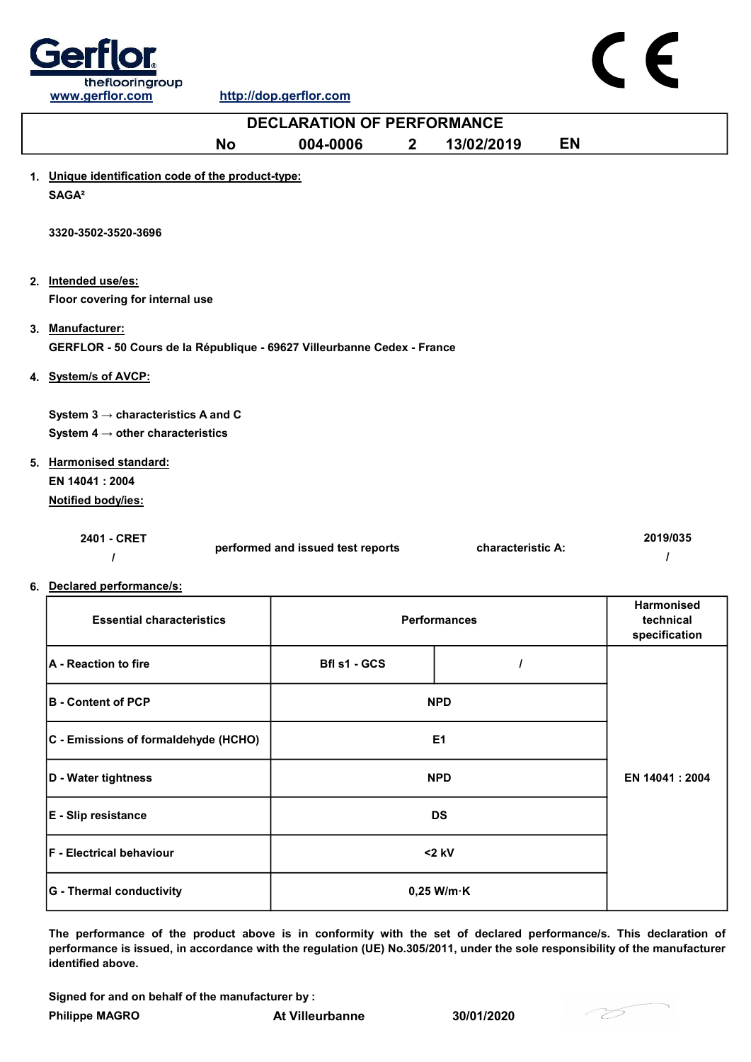Gerflor
theflooringroup
www.gerflor.com http://dop.gerflor.com

CE

# DECLARATION OF PERFORMANCE

**No 004-0006 2 13/02/2019 EN**

1. **Unique identification code of the product-type:**

   **SAGA²**

   **3320-3502-3520-3696**

2. **Intended use/es:**

   **Floor covering for internal use**

3. **Manufacturer:**

   **GERFLOR - 50 Cours de la République - 69627 Villeurbanne Cedex - France**

4. **System/s of AVCP:**

   **System 3 → characteristics A and C**

   **System 4 → other characteristics**

5. **Harmonised standard:**

   **EN 14041 : 2004**

   **Notified body/ies:**

| | | | |
|---|---|---|---|
| **2401 - CRET** | **performed and issued test reports** | **characteristic A:** | **2019/035** |
| **/** | | | **/** |

6. **Declared performance/s:**

| Essential characteristics | Performances | | Harmonised technical specification |
|---|---|---|---|
| A - Reaction to fire | Bfl s1 - GCS | / | EN 14041 : 2004 |
| B - Content of PCP | NPD | | |
| C - Emissions of formaldehyde (HCHO) | E1 | | |
| D - Water tightness | NPD | | |
| E - Slip resistance | DS | | |
| F - Electrical behaviour | <2 kV | | |
| G - Thermal conductivity | 0,25 W/m·K | | |

**The performance of the product above is in conformity with the set of declared performance/s. This declaration of performance is issued, in accordance with the regulation (UE) No.305/2011, under the sole responsibility of the manufacturer identified above.**

**Signed for and on behalf of the manufacturer by :**

**Philippe MAGRO** **At Villeurbanne** **30/01/2020**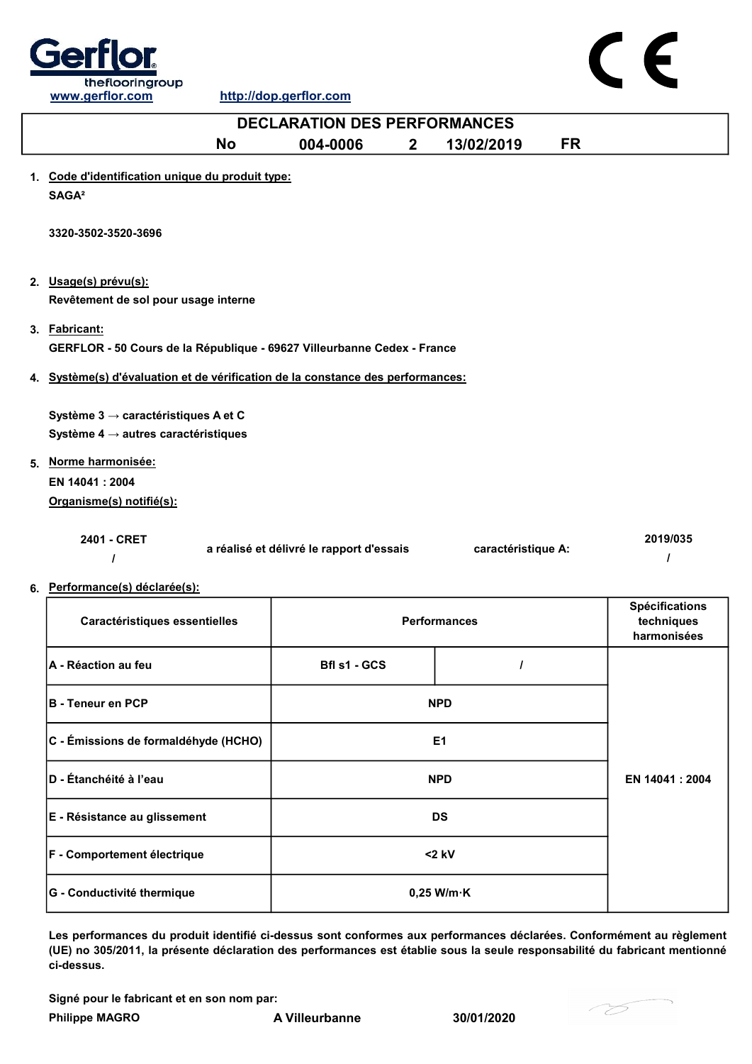Gerflor
theflooringgroup

www.gerflor.com http://dop.gerflor.com

CE

# DECLARATION DES PERFORMANCES

**No 004-0006 2 13/02/2019 FR**

1. **Code d'identification unique du produit type:**

   **SAGA²**

   **3320-3502-3520-3696**

2. **Usage(s) prévu(s):**

   **Revêtement de sol pour usage interne**

3. **Fabricant:**

   **GERFLOR - 50 Cours de la République - 69627 Villeurbanne Cedex - France**

4. **Système(s) d'évaluation et de vérification de la constance des performances:**

   **Système 3 → caractéristiques A et C**

   **Système 4 → autres caractéristiques**

5. **Norme harmonisée:**

   **EN 14041 : 2004**

   **Organisme(s) notifié(s):**

   | | | | |
   |---|---|---|---|
   | **2401 - CRET** | **a réalisé et délivré le rapport d'essais** | **caractéristique A:** | **2019/035** |
   | **/** | | | **/** |

6. **Performance(s) déclarée(s):**

| Caractéristiques essentielles | Performances | | Spécifications techniques harmonisées |
|---|---|---|---|
| A - Réaction au feu | Bfl s1 - GCS | / | EN 14041 : 2004 |
| B - Teneur en PCP | NPD | | |
| C - Émissions de formaldéhyde (HCHO) | E1 | | |
| D - Étanchéité à l'eau | NPD | | |
| E - Résistance au glissement | DS | | |
| F - Comportement électrique | <2 kV | | |
| G - Conductivité thermique | 0,25 W/m·K | | |

**Les performances du produit identifié ci-dessus sont conformes aux performances déclarées. Conformément au règlement (UE) no 305/2011, la présente déclaration des performances est établie sous la seule responsabilité du fabricant mentionné ci-dessus.**

**Signé pour le fabricant et en son nom par:**

**Philippe MAGRO** **A Villeurbanne** **30/01/2020**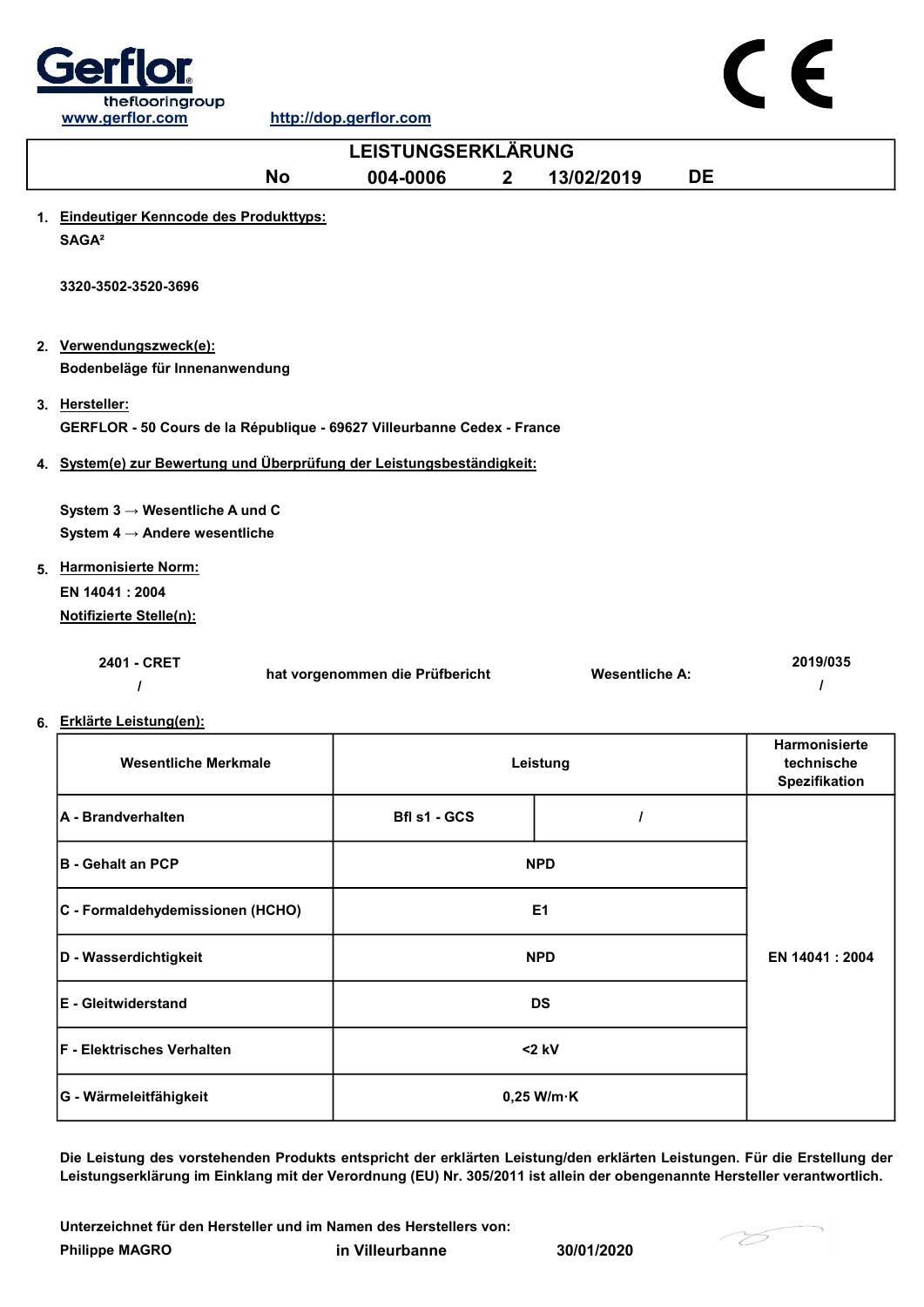www.gerflor.com http://dop.gerflor.com

# LEISTUNGSERKLÄRUNG

**No 004-0006 2 13/02/2019 DE**

1. **Eindeutiger Kenncode des Produkttyps:**

   **SAGA²**

   **3320-3502-3520-3696**

2. **Verwendungszweck(e):**

   **Bodenbeläge für Innenanwendung**

3. **Hersteller:**

   **GERFLOR - 50 Cours de la République - 69627 Villeurbanne Cedex - France**

4. **System(e) zur Bewertung und Überprüfung der Leistungsbeständigkeit:**

   **System 3 → Wesentliche A und C**

   **System 4 → Andere wesentliche**

5. **Harmonisierte Norm:**

   **EN 14041 : 2004**

   **Notifizierte Stelle(n):**

| | | | |
|---|---|---|---|
| 2401 - CRET | hat vorgenommen die Prüfbericht | Wesentliche A: | 2019/035 |
| / | | | / |

6. **Erklärte Leistung(en):**

| Wesentliche Merkmale | Leistung | | Harmonisierte technische Spezifikation |
|---|---|---|---|
| A - Brandverhalten | Bfl s1 - GCS | / | EN 14041 : 2004 |
| B - Gehalt an PCP | NPD | | |
| C - Formaldehydemissionen (HCHO) | E1 | | |
| D - Wasserdichtigkeit | NPD | | |
| E - Gleitwiderstand | DS | | |
| F - Elektrisches Verhalten | <2 kV | | |
| G - Wärmeleitfähigkeit | 0,25 W/m·K | | |

**Die Leistung des vorstehenden Produkts entspricht der erklärten Leistung/den erklärten Leistungen. Für die Erstellung der Leistungserklärung im Einklang mit der Verordnung (EU) Nr. 305/2011 ist allein der obengenannte Hersteller verantwortlich.**

**Unterzeichnet für den Hersteller und im Namen des Herstellers von:**

**Philippe MAGRO** in Villeurbanne 30/01/2020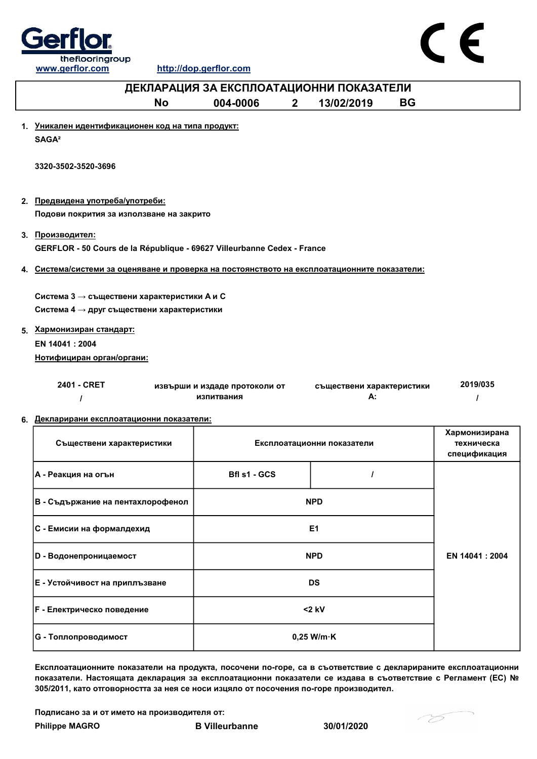www.gerflor.com http://dop.gerflor.com

# ДЕКЛАРАЦИЯ ЗА ЕКСПЛОАТАЦИОННИ ПОКАЗАТЕЛИ

**No 004-0006 2 13/02/2019 BG**

1. **Уникален идентификационен код на типа продукт:**

   **SAGA²**

   **3320-3502-3520-3696**

2. **Предвидена употреба/употреби:**

   **Подови покрития за използване на закрито**

3. **Производител:**

   **GERFLOR - 50 Cours de la République - 69627 Villeurbanne Cedex - France**

4. **Система/системи за оценяване и проверка на постоянството на експлоатационните показатели:**

   **Система 3 → съществени характеристики A и C**
   **Система 4 → друг съществени характеристики**

5. **Хармонизиран стандарт:**

   **EN 14041 : 2004**

   **Нотифициран орган/органи:**

| | | | |
|---|---|---|---|
| 2401 - CRET | извърши и издаде протоколи от изпитвания | съществени характеристики A: | 2019/035 |
| / | | | / |

6. **Декларирани експлоатационни показатели:**

| Съществени характеристики | Експлоатационни показатели | | Хармонизирана техническа спецификация |
|---|---|---|---|
| A - Реакция на огън | Bfl s1 - GCS | / | EN 14041 : 2004 |
| B - Съдържание на пентахлорофенол | NPD | | |
| C - Емисии на формалдехид | E1 | | |
| D - Водонепроницаемост | NPD | | |
| E - Устойчивост на приплъзване | DS | | |
| F - Електрическо поведение | <2 kV | | |
| G - Топлопроводимост | 0,25 W/m·K | | |

**Експлоатационните показатели на продукта, посочени по-горе, са в съответствие с декларираните експлоатационни показатели. Настоящата декларация за експлоатационни показатели се издава в съответствие с Регламент (ЕС) № 305/2011, като отговорността за нея се носи изцяло от посочения по-горе производител.**

**Подписано за и от името на производителя от:**

**Philippe MAGRO** **B Villeurbanne** **30/01/2020**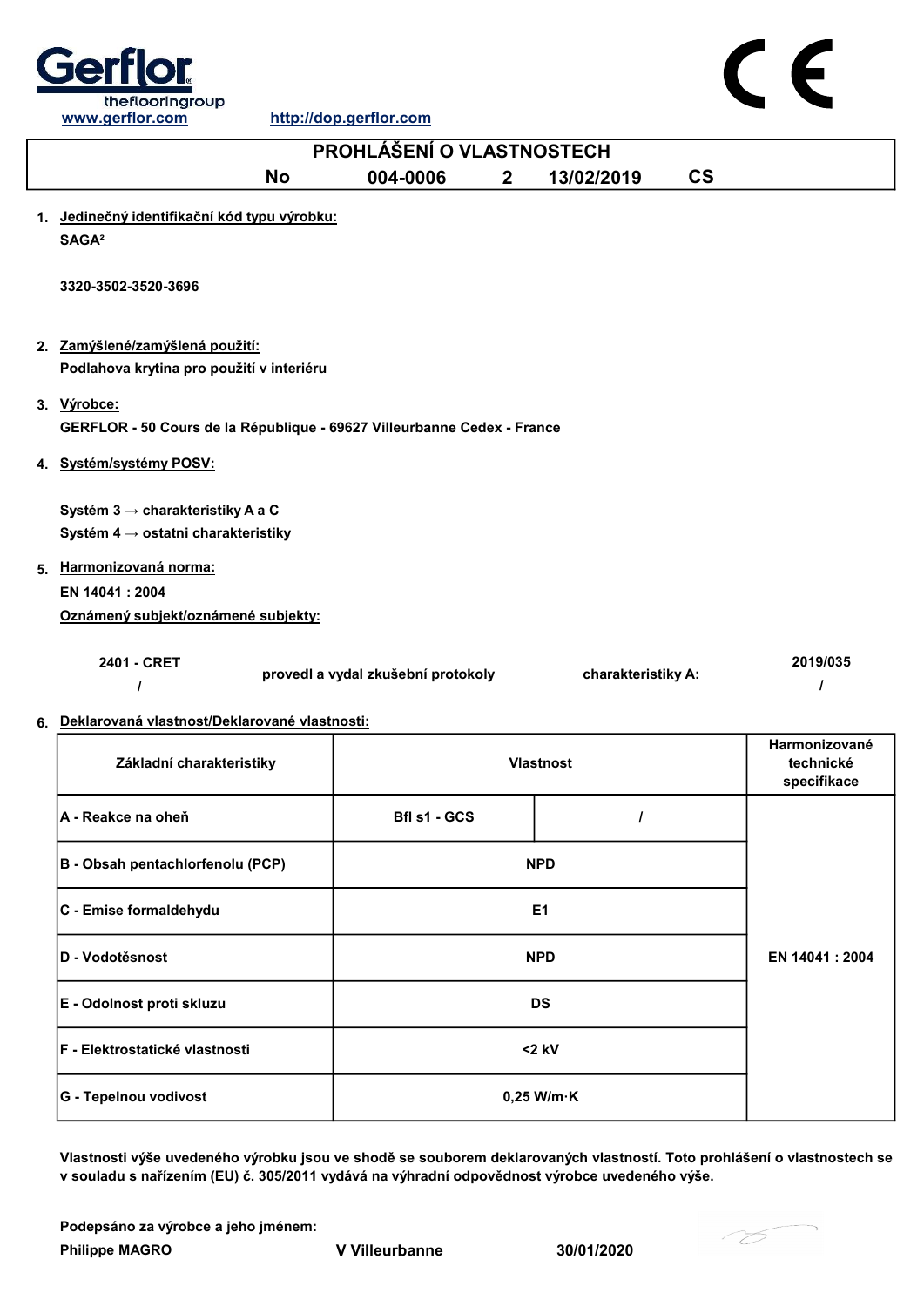Gerflor
theflooringroup

www.gerflor.com http://dop.gerflor.com

# PROHLÁŠENÍ O VLASTNOSTECH

**No 004-0006 2 13/02/2019 CS**

1. **Jedinečný identifikační kód typu výrobku:**

   **SAGA²**

   **3320-3502-3520-3696**

2. **Zamýšlené/zamýšlená použití:**

   **Podlahova krytina pro použití v interiéru**

3. **Výrobce:**

   **GERFLOR - 50 Cours de la République - 69627 Villeurbanne Cedex - France**

4. **Systém/systémy POSV:**

   **Systém 3 → charakteristiky A a C**

   **Systém 4 → ostatni charakteristiky**

5. **Harmonizovaná norma:**

   **EN 14041 : 2004**

   **Oznámený subjekt/oznámené subjekty:**

   | | | | |
   |---|---|---|---|
   | **2401 - CRET** / | **provedl a vydal zkušební protokoly** | **charakteristiky A:** | **2019/035** / |

6. **Deklarovaná vlastnost/Deklarované vlastnosti:**

| Základní charakteristiky | Vlastnost | | Harmonizované technické specifikace |
|---|---|---|---|
| A - Reakce na oheň | Bfl s1 - GCS | / | EN 14041 : 2004 |
| B - Obsah pentachlorfenolu (PCP) | NPD | | |
| C - Emise formaldehydu | E1 | | |
| D - Vodotěsnost | NPD | | |
| E - Odolnost proti skluzu | DS | | |
| F - Elektrostatické vlastnosti | <2 kV | | |
| G - Tepelnou vodivost | 0,25 W/m·K | | |

**Vlastnosti výše uvedeného výrobku jsou ve shodě se souborem deklarovaných vlastností. Toto prohlášení o vlastnostech se v souladu s nařízením (EU) č. 305/2011 vydává na výhradní odpovědnost výrobce uvedeného výše.**

**Podepsáno za výrobce a jeho jménem:**

**Philippe MAGRO** **V Villeurbanne** **30/01/2020**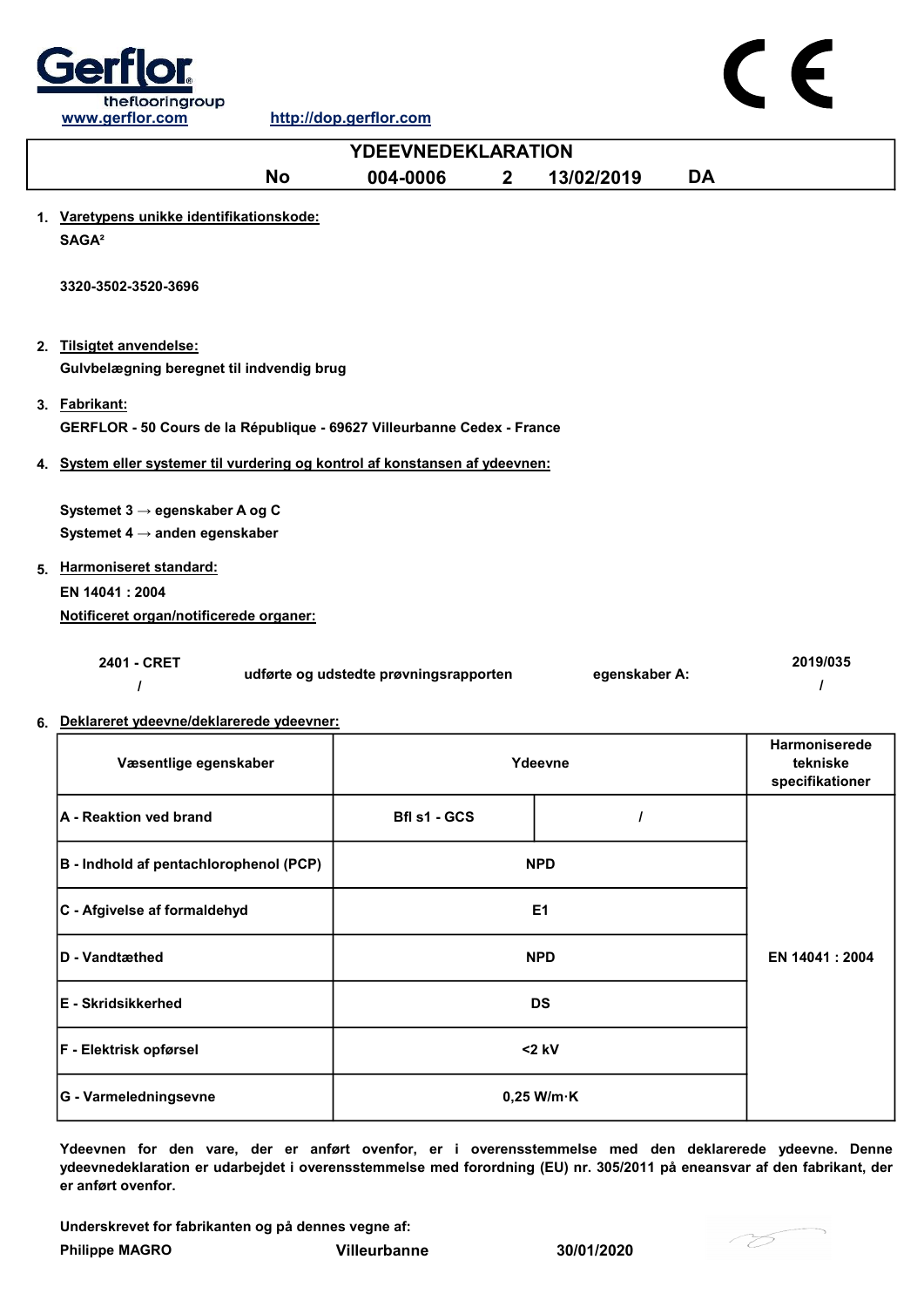Gerflor
theflooringroup
www.gerflor.com http://dop.gerflor.com

# YDEEVNEDEKLARATION

**No 004-0006 2 13/02/2019 DA**

1. **Varetypens unikke identifikationskode:**
   **SAGA²**

   **3320-3502-3520-3696**

2. **Tilsigtet anvendelse:**
   **Gulvbelægning beregnet til indvendig brug**

3. **Fabrikant:**
   **GERFLOR - 50 Cours de la République - 69627 Villeurbanne Cedex - France**

4. **System eller systemer til vurdering og kontrol af konstansen af ydeevnen:**

   **Systemet 3 → egenskaber A og C**
   **Systemet 4 → anden egenskaber**

5. **Harmoniseret standard:**
   **EN 14041 : 2004**
   **Notificeret organ/notificerede organer:**

| | | | |
|---|---|---|---|
| **2401 - CRET** / | **udførte og udstedte prøvningsrapporten** | **egenskaber A:** | **2019/035** / |

6. **Deklareret ydeevne/deklarerede ydeevner:**

| Væsentlige egenskaber | Ydeevne | | Harmoniserede tekniske specifikationer |
|---|---|---|---|
| A - Reaktion ved brand | Bfl s1 - GCS | / | EN 14041 : 2004 |
| B - Indhold af pentachlorophenol (PCP) | NPD | | |
| C - Afgivelse af formaldehyd | E1 | | |
| D - Vandtæthed | NPD | | |
| E - Skridsikkerhed | DS | | |
| F - Elektrisk opførsel | <2 kV | | |
| G - Varmeledningsevne | 0,25 W/m·K | | |

**Ydeevnen for den vare, der er anført ovenfor, er i overensstemmelse med den deklarerede ydeevne. Denne ydeevnedeklaration er udarbejdet i overensstemmelse med forordning (EU) nr. 305/2011 på eneansvar af den fabrikant, der er anført ovenfor.**

**Underskrevet for fabrikanten og på dennes vegne af:**
**Philippe MAGRO** **Villeurbanne** **30/01/2020**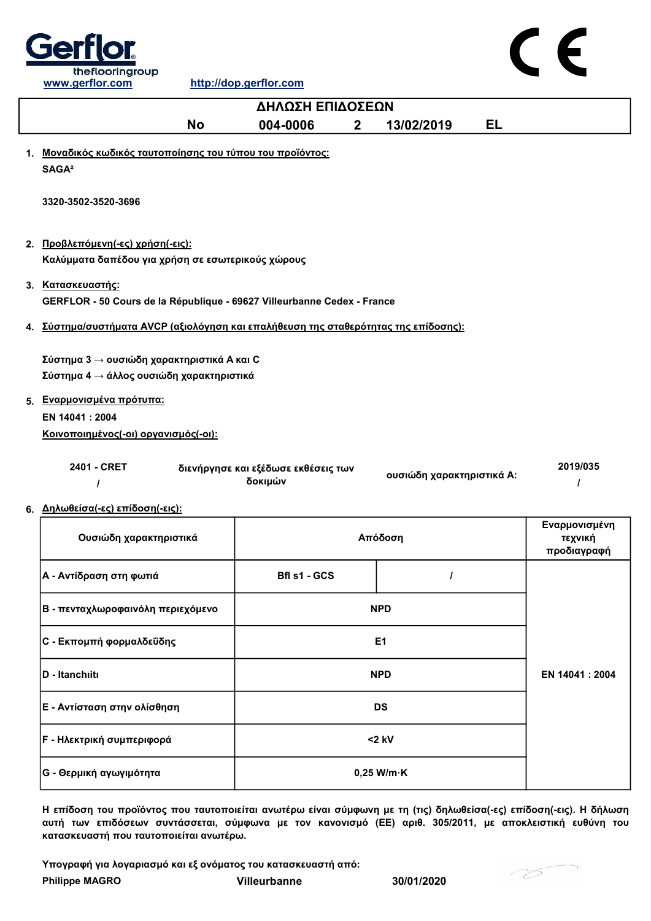Gerflor
theflooringgroup
www.gerflor.com http://dop.gerflor.com

CE

# ΔΗΛΩΣΗ ΕΠΙΔΟΣΕΩΝ

No 004-0006 2 13/02/2019 EL

1. Μοναδικός κωδικός ταυτοποίησης του τύπου του προϊόντος:

   **SAGA²**

   **3320-3502-3520-3696**

2. Προβλεπόμενη(-ες) χρήση(-εις):

   **Καλύμματα δαπέδου για χρήση σε εσωτερικούς χώρους**

3. Κατασκευαστής:

   **GERFLOR - 50 Cours de la République - 69627 Villeurbanne Cedex - France**

4. Σύστημα/συστήματα AVCP (αξιολόγηση και επαλήθευση της σταθερότητας της επίδοσης):

   **Σύστημα 3 → ουσιώδη χαρακτηριστικά A και C**
   **Σύστημα 4 → άλλος ουσιώδη χαρακτηριστικά**

5. Εναρμονισμένα πρότυπα:

   **EN 14041 : 2004**

   Κοινοποιημένος(-οι) οργανισμός(-οι):

| | | | |
|---|---|---|---|
| 2401 - CRET | διενήργησε και εξέδωσε εκθέσεις των δοκιμών | ουσιώδη χαρακτηριστικά A: | 2019/035 |
| / | | | / |

6. Δηλωθείσα(-ες) επίδοση(-εις):

| Ουσιώδη χαρακτηριστικά | Απόδοση | | Εναρμονισμένη τεχνική προδιαγραφή |
|---|---|---|---|
| A - Αντίδραση στη φωτιά | Bfl s1 - GCS | / | EN 14041 : 2004 |
| B - πενταχλωροφαινόλη περιεχόμενο | NPD | | |
| C - Εκπομπή φορμαλδεΰδης | E1 | | |
| D - Itanchiitι | NPD | | |
| E - Αντίσταση στην ολίσθηση | DS | | |
| F - Ηλεκτρική συμπεριφορά | <2 kV | | |
| G - Θερμική αγωγιμότητα | 0,25 W/m·K | | |

**Η επίδοση του προϊόντος που ταυτοποιείται ανωτέρω είναι σύμφωνη με τη (τις) δηλωθείσα(-ες) επίδοση(-εις). Η δήλωση αυτή των επιδόσεων συντάσσεται, σύμφωνα με τον κανονισμό (ΕΕ) αριθ. 305/2011, με αποκλειστική ευθύνη του κατασκευαστή που ταυτοποιείται ανωτέρω.**

**Υπογραφή για λογαριασμό και εξ ονόματος του κατασκευαστή από:**

**Philippe MAGRO** **Villeurbanne** **30/01/2020**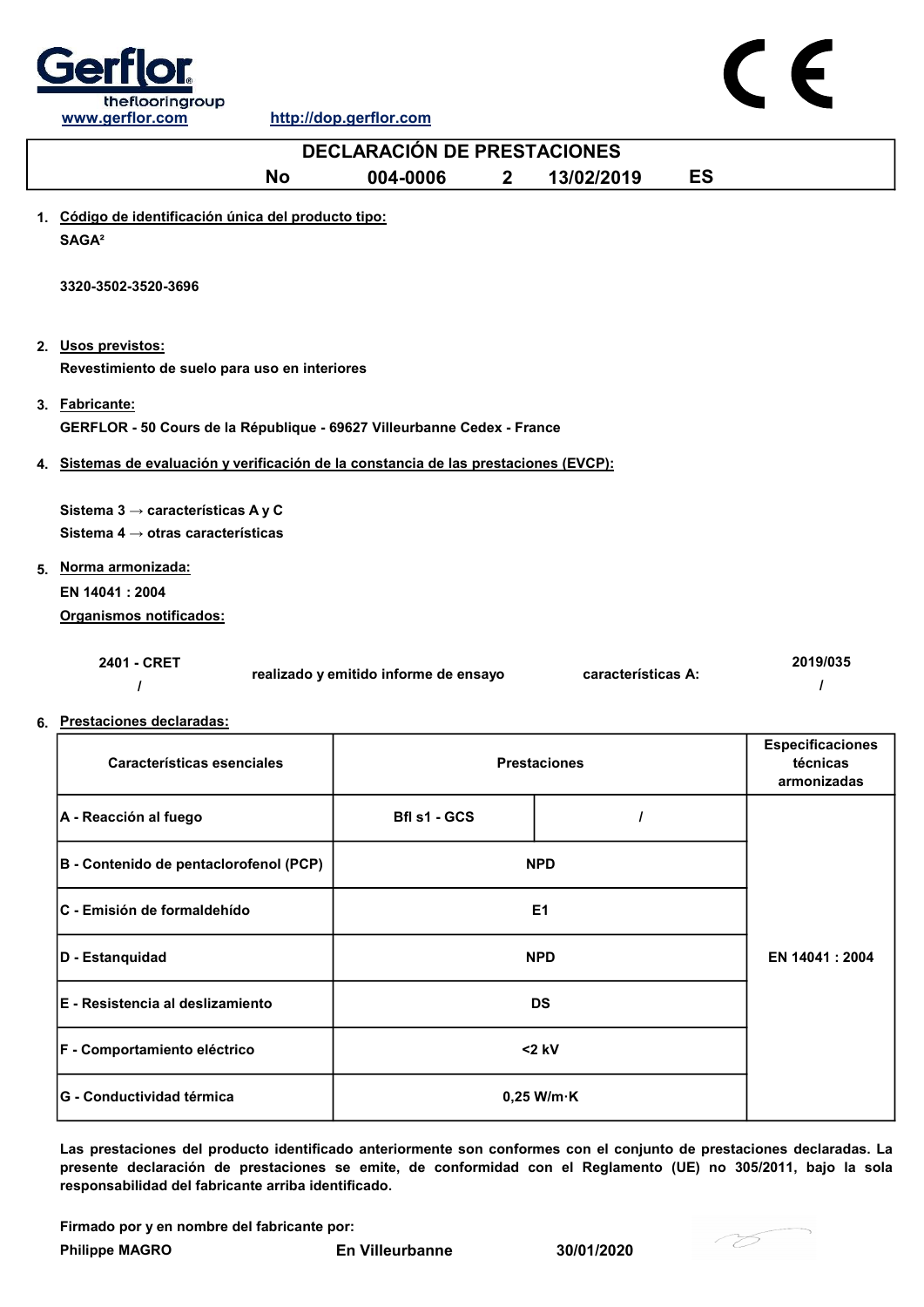Gerflor theflooringgroup
www.gerflor.com http://dop.gerflor.com

CE

# DECLARACIÓN DE PRESTACIONES

**No 004-0006 2 13/02/2019 ES**

1. **Código de identificación única del producto tipo:**

   **SAGA²**

   **3320-3502-3520-3696**

2. **Usos previstos:**

   **Revestimiento de suelo para uso en interiores**

3. **Fabricante:**

   **GERFLOR - 50 Cours de la République - 69627 Villeurbanne Cedex - France**

4. **Sistemas de evaluación y verificación de la constancia de las prestaciones (EVCP):**

   **Sistema 3 → características A y C**

   **Sistema 4 → otras características**

5. **Norma armonizada:**

   **EN 14041 : 2004**

   **Organismos notificados:**

| | | | |
|---|---|---|---|
| 2401 - CRET | realizado y emitido informe de ensayo | características A: | 2019/035 |
| / | | | / |

6. **Prestaciones declaradas:**

| Características esenciales | Prestaciones | | Especificaciones técnicas armonizadas |
|---|---|---|---|
| A - Reacción al fuego | Bfl s1 - GCS | / | EN 14041 : 2004 |
| B - Contenido de pentaclorofenol (PCP) | NPD | | |
| C - Emisión de formaldehído | E1 | | |
| D - Estanquidad | NPD | | |
| E - Resistencia al deslizamiento | DS | | |
| F - Comportamiento eléctrico | <2 kV | | |
| G - Conductividad térmica | 0,25 W/m·K | | |

**Las prestaciones del producto identificado anteriormente son conformes con el conjunto de prestaciones declaradas. La presente declaración de prestaciones se emite, de conformidad con el Reglamento (UE) no 305/2011, bajo la sola responsabilidad del fabricante arriba identificado.**

**Firmado por y en nombre del fabricante por:**

**Philippe MAGRO** **En Villeurbanne** **30/01/2020**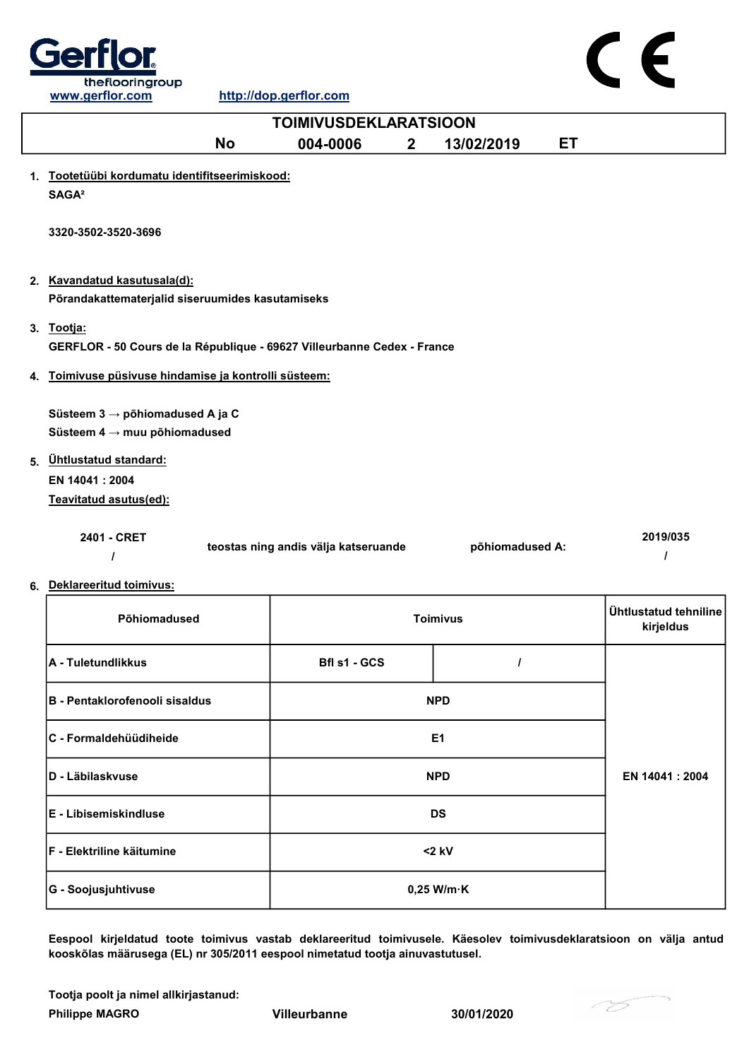Gerflor
theflooringgroup
www.gerflor.com http://dop.gerflor.com

CE

| TOIMIVUSDEKLARATSIOON | | | | |
|---|---|---|---|---|
| No | 004-0006 | 2 | 13/02/2019 | ET |

1. Tootetüübi kordumatu identifitseerimiskood:

   **SAGA²**

   **3320-3502-3520-3696**

2. Kavandatud kasutusala(d):

   **Põrandakattematerjalid siseruumides kasutamiseks**

3. Tootja:

   **GERFLOR - 50 Cours de la République - 69627 Villeurbanne Cedex - France**

4. Toimivuse püsivuse hindamise ja kontrolli süsteem:

   **Süsteem 3 → põhiomadused A ja C**
   **Süsteem 4 → muu põhiomadused**

5. Ühtlustatud standard:

   **EN 14041 : 2004**

   Teavitatud asutus(ed):

| | | | |
|---|---|---|---|
| 2401 - CRET | teostas ning andis välja katseruande | põhiomadused A: | 2019/035 |
| / | | | / |

6. Deklareeritud toimivus:

| Põhiomadused | Toimivus | | Ühtlustatud tehniline kirjeldus |
|---|---|---|---|
| A - Tuletundlikkus | Bfl s1 - GCS | / | EN 14041 : 2004 |
| B - Pentaklorofenooli sisaldus | NPD | | |
| C - Formaldehüüdiheide | E1 | | |
| D - Läbilaskvuse | NPD | | |
| E - Libisemiskindluse | DS | | |
| F - Elektriline käitumine | <2 kV | | |
| G - Soojusjuhtivuse | 0,25 W/m·K | | |

**Eespool kirjeldatud toote toimivus vastab deklareeritud toimivusele. Käesolev toimivusdeklaratsioon on välja antud kooskõlas määrusega (EL) nr 305/2011 eespool nimetatud tootja ainuvastutusel.**

**Tootja poolt ja nimel allkirjastanud:**

**Philippe MAGRO** **Villeurbanne** **30/01/2020**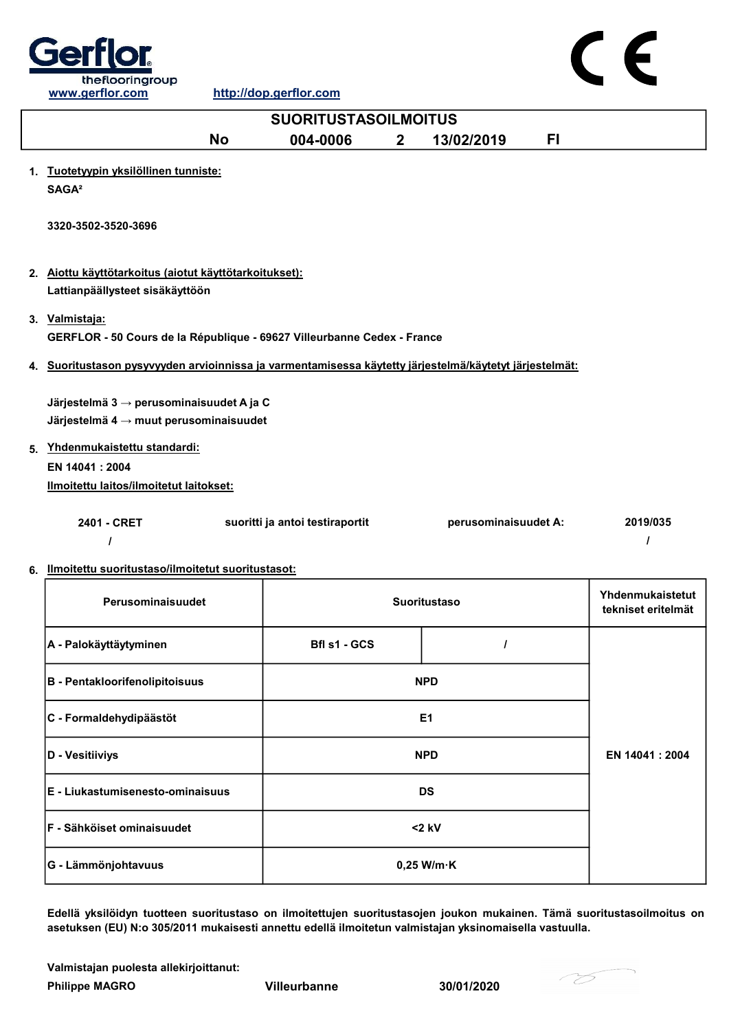www.gerflor.com http://dop.gerflor.com

# SUORITUSTASOILMOITUS

**No 004-0006 2 13/02/2019 FI**

1. **Tuotetyypin yksilöllinen tunniste:**
   **SAGA²**

   **3320-3502-3520-3696**

2. **Aiottu käyttötarkoitus (aiotut käyttötarkoitukset):**
   **Lattianpäällysteet sisäkäyttöön**

3. **Valmistaja:**
   **GERFLOR - 50 Cours de la République - 69627 Villeurbanne Cedex - France**

4. **Suoritustason pysyvyyden arvioinnissa ja varmentamisessa käytetty järjestelmä/käytetyt järjestelmät:**

   **Järjestelmä 3 → perusominaisuudet A ja C**
   **Järjestelmä 4 → muut perusominaisuudet**

5. **Yhdenmukaistettu standardi:**
   **EN 14041 : 2004**
   **Ilmoitettu laitos/ilmoitetut laitokset:**

| | | | |
|---|---|---|---|
| 2401 - CRET | suoritti ja antoi testiraportit | perusominaisuudet A: | 2019/035 |
| / | | | / |

6. **Ilmoitettu suoritustaso/ilmoitetut suoritustasot:**

| Perusominaisuudet | Suoritustaso | | Yhdenmukaistetut tekniset eritelmät |
|---|---|---|---|
| A - Palokäyttäytyminen | Bfl s1 - GCS | / | EN 14041 : 2004 |
| B - Pentakloorifenolipitoisuus | NPD | | |
| C - Formaldehydipäästöt | E1 | | |
| D - Vesitiiviys | NPD | | |
| E - Liukastumisenesto-ominaisuus | DS | | |
| F - Sähköiset ominaisuudet | <2 kV | | |
| G - Lämmönjohtavuus | 0,25 W/m·K | | |

**Edellä yksilöidyn tuotteen suoritustaso on ilmoitettujen suoritustasojen joukon mukainen. Tämä suoritustasoilmoitus on asetuksen (EU) N:o 305/2011 mukaisesti annettu edellä ilmoitetun valmistajan yksinomaisella vastuulla.**

**Valmistajan puolesta allekirjoittanut:**
**Philippe MAGRO** **Villeurbanne** **30/01/2020**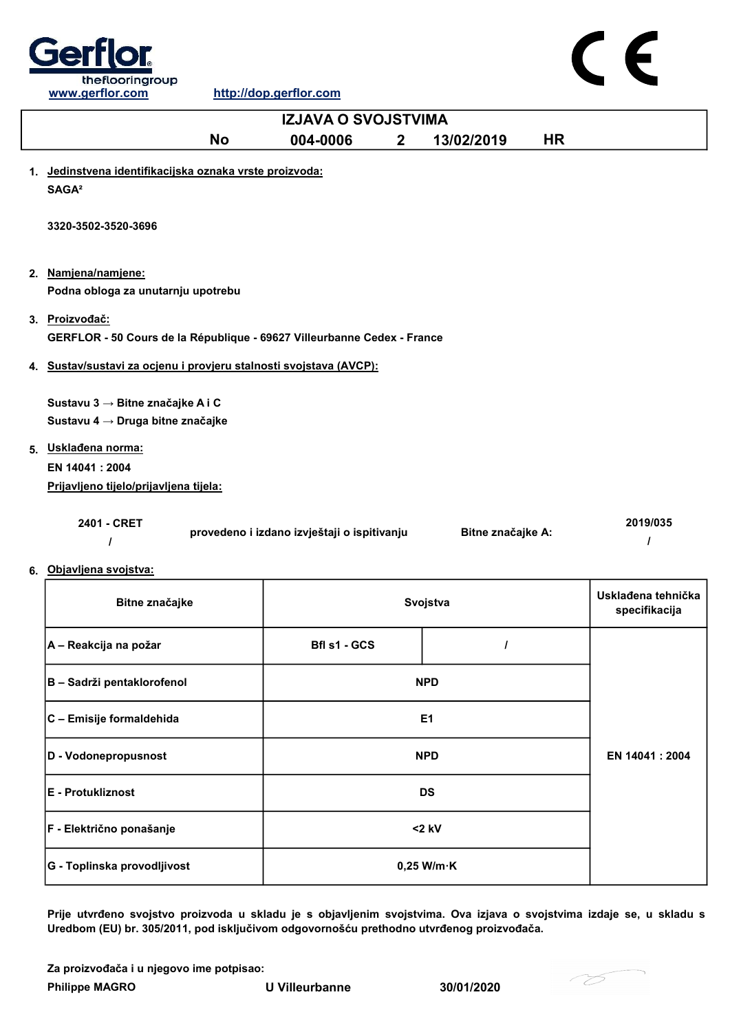Gerflor theflooringgroup

www.gerflor.com http://dop.gerflor.com

CE

# IZJAVA O SVOJSTVIMA

**No 004-0006 2 13/02/2019 HR**

1. **Jedinstvena identifikacijska oznaka vrste proizvoda:**

   **SAGA²**

   **3320-3502-3520-3696**

2. **Namjena/namjene:**

   **Podna obloga za unutarnju upotrebu**

3. **Proizvođač:**

   **GERFLOR - 50 Cours de la République - 69627 Villeurbanne Cedex - France**

4. **Sustav/sustavi za ocjenu i provjeru stalnosti svojstava (AVCP):**

   **Sustavu 3 → Bitne značajke A i C**

   **Sustavu 4 → Druga bitne značajke**

5. **Usklađena norma:**

   **EN 14041 : 2004**

   **Prijavljeno tijelo/prijavljena tijela:**

   **2401 - CRET** provedeno i izdano izvještaji o ispitivanju Bitne značajke A: **2019/035**

   **/** **/**

6. **Objavljena svojstva:**

| Bitne značajke | Svojstva | | Usklađena tehnička specifikacija |
|---|---|---|---|
| A – Reakcija na požar | Bfl s1 - GCS | / | EN 14041 : 2004 |
| B – Sadrži pentaklorofenol | NPD | | |
| C – Emisije formaldehida | E1 | | |
| D - Vodonepropusnost | NPD | | |
| E - Protukliznost | DS | | |
| F - Električno ponašanje | <2 kV | | |
| G - Toplinska provodljivost | 0,25 W/m·K | | |

**Prije utvrđeno svojstvo proizvoda u skladu je s objavljenim svojstvima. Ova izjava o svojstvima izdaje se, u skladu s Uredbom (EU) br. 305/2011, pod isključivom odgovornošću prethodno utvrđenog proizvođača.**

**Za proizvođača i u njegovo ime potpisao:**

**Philippe MAGRO** **U Villeurbanne** **30/01/2020**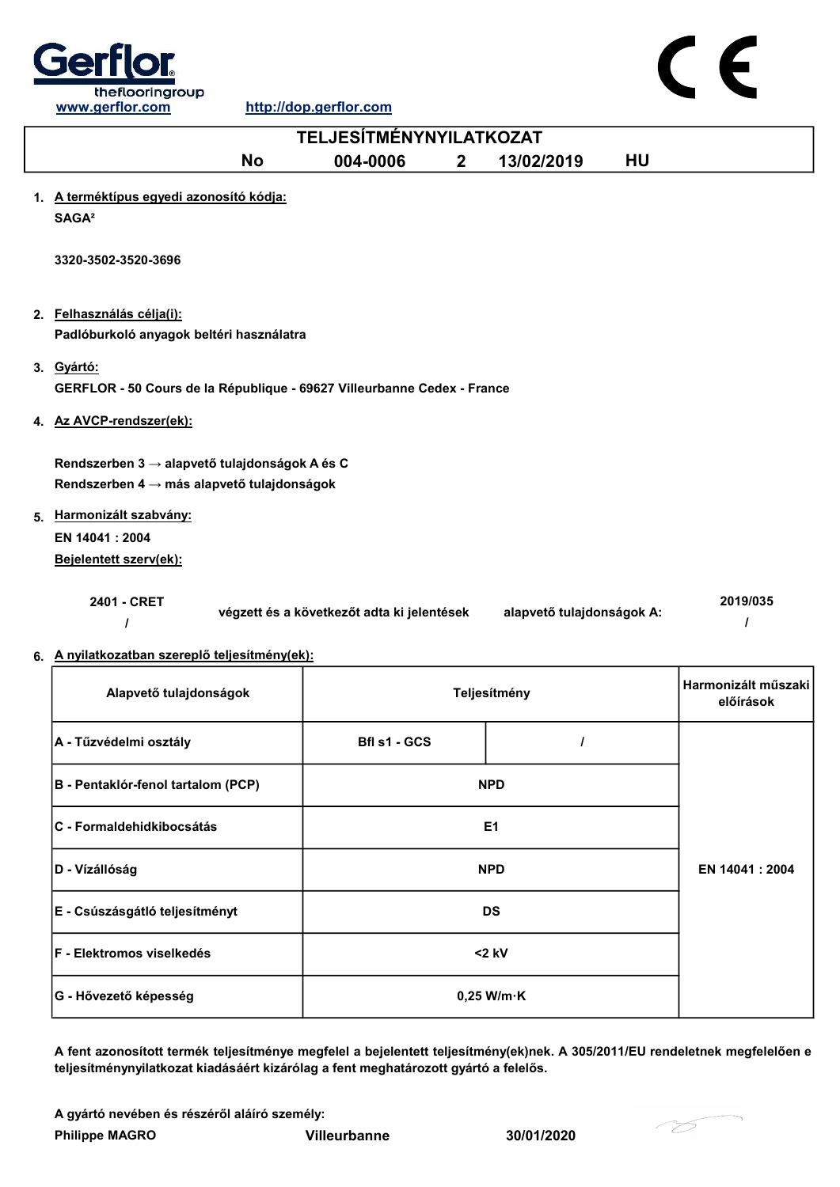Gerflor
theflooringgroup

www.gerflor.com http://dop.gerflor.com

# TELJESÍTMÉNYNYILATKOZAT

**No 004-0006 2 13/02/2019 HU**

1. **A terméktípus egyedi azonosító kódja:**

   **SAGA²**

   **3320-3502-3520-3696**

2. **Felhasználás célja(i):**

   **Padlóburkoló anyagok beltéri használatra**

3. **Gyártó:**

   **GERFLOR - 50 Cours de la République - 69627 Villeurbanne Cedex - France**

4. **Az AVCP-rendszer(ek):**

   **Rendszerben 3 → alapvető tulajdonságok A és C**

   **Rendszerben 4 → más alapvető tulajdonságok**

5. **Harmonizált szabvány:**

   **EN 14041 : 2004**

   **Bejelentett szerv(ek):**

   **2401 - CRET** **végzett és a következőt adta ki jelentések** **alapvető tulajdonságok A:** **2019/035**

   **/** **/**

6. **A nyilatkozatban szereplő teljesítmény(ek):**

| Alapvető tulajdonságok | Teljesítmény | | Harmonizált műszaki előírások |
|---|---|---|---|
| A - Tűzvédelmi osztály | Bfl s1 - GCS | / | EN 14041 : 2004 |
| B - Pentaklór-fenol tartalom (PCP) | NPD | | |
| C - Formaldehidkibocsátás | E1 | | |
| D - Vízállóság | NPD | | |
| E - Csúszásgátló teljesítményt | DS | | |
| F - Elektromos viselkedés | <2 kV | | |
| G - Hővezető képesség | 0,25 W/m·K | | |

**A fent azonosított termék teljesítménye megfelel a bejelentett teljesítmény(ek)nek. A 305/2011/EU rendeletnek megfelelően e teljesítménynyilatkozat kiadásáért kizárólag a fent meghatározott gyártó a felelős.**

**A gyártó nevében és részéről aláíró személy:**

**Philippe MAGRO** **Villeurbanne** **30/01/2020**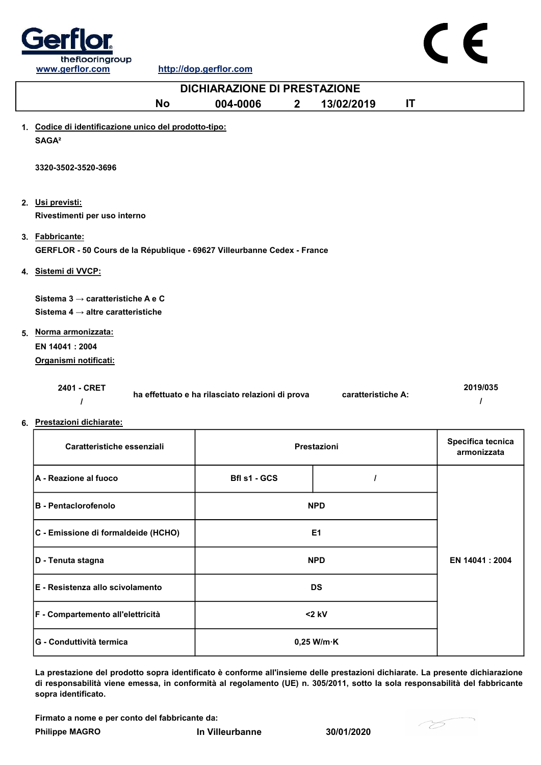Gerflor
theflooringgroup

www.gerflor.com http://dop.gerflor.com

CE

# DICHIARAZIONE DI PRESTAZIONE

**No 004-0006 2 13/02/2019 IT**

1. **Codice di identificazione unico del prodotto-tipo:**

   **SAGA²**

   **3320-3502-3520-3696**

2. **Usi previsti:**

   **Rivestimenti per uso interno**

3. **Fabbricante:**

   **GERFLOR - 50 Cours de la République - 69627 Villeurbanne Cedex - France**

4. **Sistemi di VVCP:**

   **Sistema 3 → caratteristiche A e C**

   **Sistema 4 → altre caratteristiche**

5. **Norma armonizzata:**

   **EN 14041 : 2004**

   **Organismi notificati:**

| | | | |
|---|---|---|---|
| 2401 - CRET | ha effettuato e ha rilasciato relazioni di prova | caratteristiche A: | 2019/035 |
| / | | | / |

6. **Prestazioni dichiarate:**

| Caratteristiche essenziali | Prestazioni | | Specifica tecnica armonizzata |
|---|---|---|---|
| A - Reazione al fuoco | Bfl s1 - GCS | / | EN 14041 : 2004 |
| B - Pentaclorofenolo | NPD | | |
| C - Emissione di formaldeide (HCHO) | E1 | | |
| D - Tenuta stagna | NPD | | |
| E - Resistenza allo scivolamento | DS | | |
| F - Compartemento all'elettricità | <2 kV | | |
| G - Conduttività termica | 0,25 W/m·K | | |

**La prestazione del prodotto sopra identificato è conforme all'insieme delle prestazioni dichiarate. La presente dichiarazione di responsabilità viene emessa, in conformità al regolamento (UE) n. 305/2011, sotto la sola responsabilità del fabbricante sopra identificato.**

**Firmato a nome e per conto del fabbricante da:**

**Philippe MAGRO** **In Villeurbanne** **30/01/2020**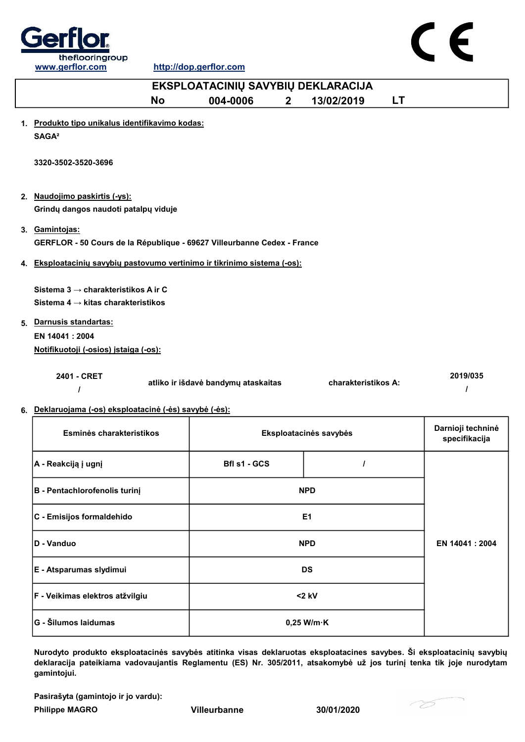Gerflor
theflooringgroup
www.gerflor.com http://dop.gerflor.com

CE

# EKSPLOATACINIŲ SAVYBIŲ DEKLARACIJA

**No 004-0006 2 13/02/2019 LT**

1. **Produkto tipo unikalus identifikavimo kodas:**
   **SAGA²**

   **3320-3502-3520-3696**

2. **Naudojimo paskirtis (-ys):**
   **Grindų dangos naudoti patalpų viduje**

3. **Gamintojas:**
   **GERFLOR - 50 Cours de la République - 69627 Villeurbanne Cedex - France**

4. **Eksploatacinių savybių pastovumo vertinimo ir tikrinimo sistema (-os):**

   **Sistema 3 → charakteristikos A ir C**
   **Sistema 4 → kitas charakteristikos**

5. **Darnusis standartas:**
   **EN 14041 : 2004**
   **Notifikuotoji (-osios) įstaiga (-os):**

| | | | |
|---|---|---|---|
| **2401 - CRET** / | **atliko ir išdavė bandymų ataskaitas** | **charakteristikos A:** | **2019/035** / |

6. **Deklaruojama (-os) eksploatacinė (-ės) savybė (-ės):**

| Esminės charakteristikos | Eksploatacinės savybės | | Darnioji techninė specifikacija |
|---|---|---|---|
| A - Reakciją į ugnį | Bfl s1 - GCS | / | EN 14041 : 2004 |
| B - Pentachlorofenolis turinį | NPD | | |
| C - Emisijos formaldehido | E1 | | |
| D - Vanduo | NPD | | |
| E - Atsparumas slydimui | DS | | |
| F - Veikimas elektros atžvilgiu | <2 kV | | |
| G - Šilumos laidumas | 0,25 W/m·K | | |

**Nurodyto produkto eksploatacinės savybės atitinka visas deklaruotas eksploatacines savybes. Ši eksploatacinių savybių deklaracija pateikiama vadovaujantis Reglamentu (ES) Nr. 305/2011, atsakomybė už jos turinį tenka tik joje nurodytam gamintojui.**

**Pasirašyta (gamintojo ir jo vardu):**
**Philippe MAGRO** **Villeurbanne** **30/01/2020**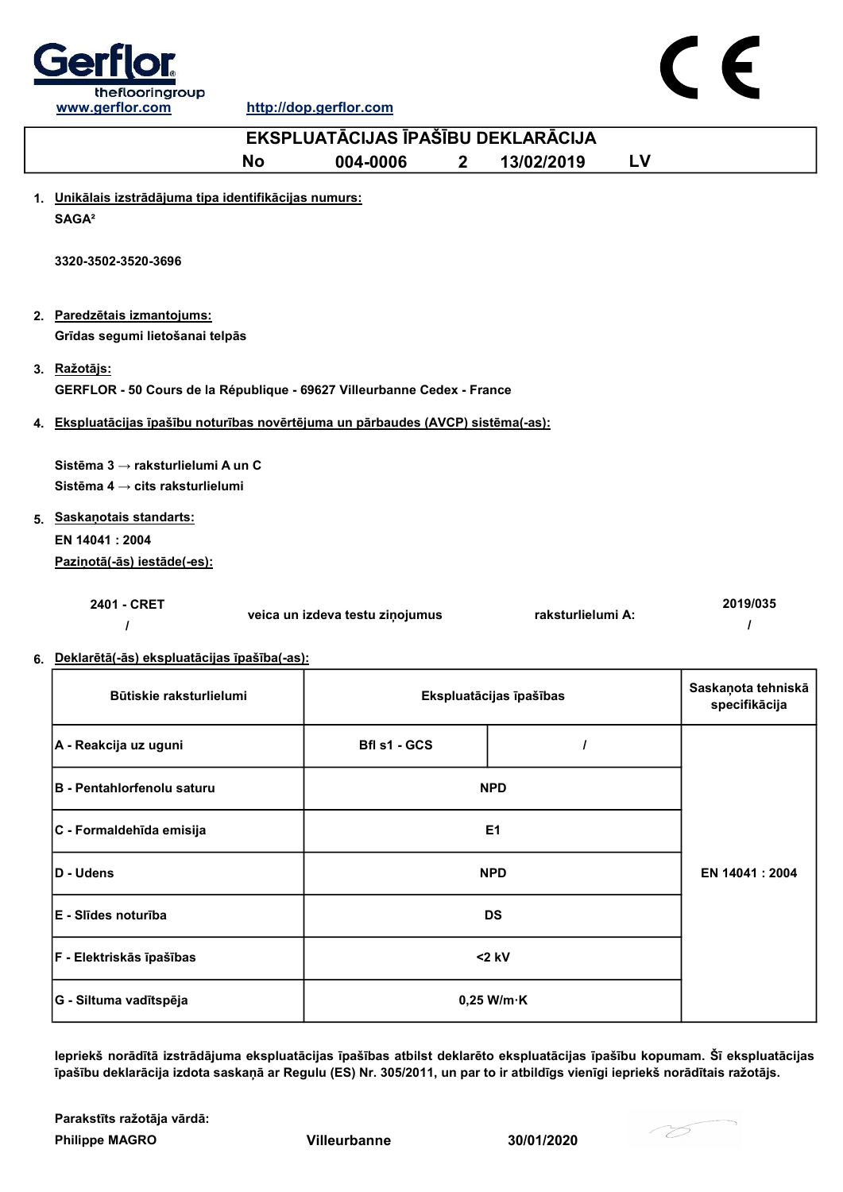www.gerflor.com http://dop.gerflor.com

# EKSPLUATĀCIJAS ĪPAŠĪBU DEKLARĀCIJA

**No 004-0006 2 13/02/2019 LV**

1. **Unikālais izstrādājuma tipa identifikācijas numurs:**

   **SAGA²**

   **3320-3502-3520-3696**

2. **Paredzētais izmantojums:**

   **Grīdas segumi lietošanai telpās**

3. **Ražotājs:**

   **GERFLOR - 50 Cours de la République - 69627 Villeurbanne Cedex - France**

4. **Ekspluatācijas īpašību noturības novērtējuma un pārbaudes (AVCP) sistēma(-as):**

   **Sistēma 3 → raksturlielumi A un C**
   **Sistēma 4 → cits raksturlielumi**

5. **Saskaņotais standarts:**

   **EN 14041 : 2004**

   **Paziņotā(-ās) iestāde(-es):**

   | | | | |
   |---|---|---|---|
   | 2401 - CRET / | veica un izdeva testu ziņojumus | raksturlielumi A: | 2019/035 / |

6. **Deklarētā(-ās) ekspluatācijas īpašība(-as):**

| Būtiskie raksturlielumi | Ekspluatācijas īpašības | | Saskaņota tehniskā specifikācija |
|---|---|---|---|
| A - Reakcija uz uguni | Bfl s1 - GCS | / | EN 14041 : 2004 |
| B - Pentahlorfenolu saturu | NPD | | |
| C - Formaldehīda emisija | E1 | | |
| D - Udens | NPD | | |
| E - Slīdes noturība | DS | | |
| F - Elektriskās īpašības | <2 kV | | |
| G - Siltuma vadītspēja | 0,25 W/m·K | | |

**Iepriekš norādītā izstrādājuma ekspluatācijas īpašības atbilst deklarēto ekspluatācijas īpašību kopumam. Šī ekspluatācijas īpašību deklarācija izdota saskaņā ar Regulu (ES) Nr. 305/2011, un par to ir atbildīgs vienīgi iepriekš norādītais ražotājs.**

**Parakstīts ražotāja vārdā:**

**Philippe MAGRO** **Villeurbanne** **30/01/2020**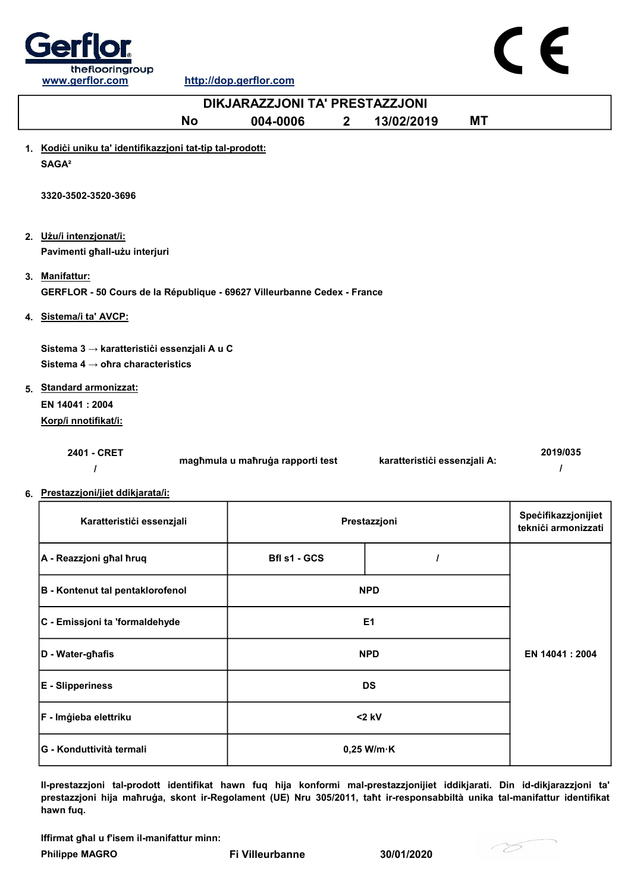Gerflor theflooringgroup

www.gerflor.com    http://dop.gerflor.com

CE

# DIKJARAZZJONI TA' PRESTAZZJONI

**No 004-0006 2 13/02/2019 MT**

1. **Kodiċi uniku ta' identifikazzjoni tat-tip tal-prodott:**

   **SAGA²**

   **3320-3502-3520-3696**

2. **Użu/i intenzjonat/i:**

   **Pavimenti għall-użu interjuri**

3. **Manifattur:**

   **GERFLOR - 50 Cours de la République - 69627 Villeurbanne Cedex - France**

4. **Sistema/i ta' AVCP:**

   **Sistema 3 → karatteristiċi essenzjali A u C**

   **Sistema 4 → oħra characteristics**

5. **Standard armonizzat:**

   **EN 14041 : 2004**

   **Korp/i nnotifikat/i:**

| | | | |
|---|---|---|---|
| 2401 - CRET | magħmula u maħruġa rapporti test | karatteristiċi essenzjali A: | 2019/035 |
| / | | | / |

6. **Prestazzjoni/jiet ddikjarata/i:**

| Karatteristiċi essenzjali | Prestazzjoni | | Speċifikazzjonijiet tekniċi armonizzati |
|---|---|---|---|
| A - Reazzjoni għal ħruq | Bfl s1 - GCS | / | EN 14041 : 2004 |
| B - Kontenut tal pentaklorofenol | NPD | | |
| C - Emissjoni ta 'formaldehyde | E1 | | |
| D - Water-għafis | NPD | | |
| E - Slipperiness | DS | | |
| F - Imġieba elettriku | <2 kV | | |
| G - Konduttività termali | 0,25 W/m·K | | |

**Il-prestazzjoni tal-prodott identifikat hawn fuq hija konformi mal-prestazzjonijiet iddikjarati. Din id-dikjarazzjoni ta' prestazzjoni hija maħruġa, skont ir-Regolament (UE) Nru 305/2011, taħt ir-responsabbiltà unika tal-manifattur identifikat hawn fuq.**

**Iffirmat għal u f'isem il-manifattur minn:**

**Philippe MAGRO    Fi Villeurbanne    30/01/2020**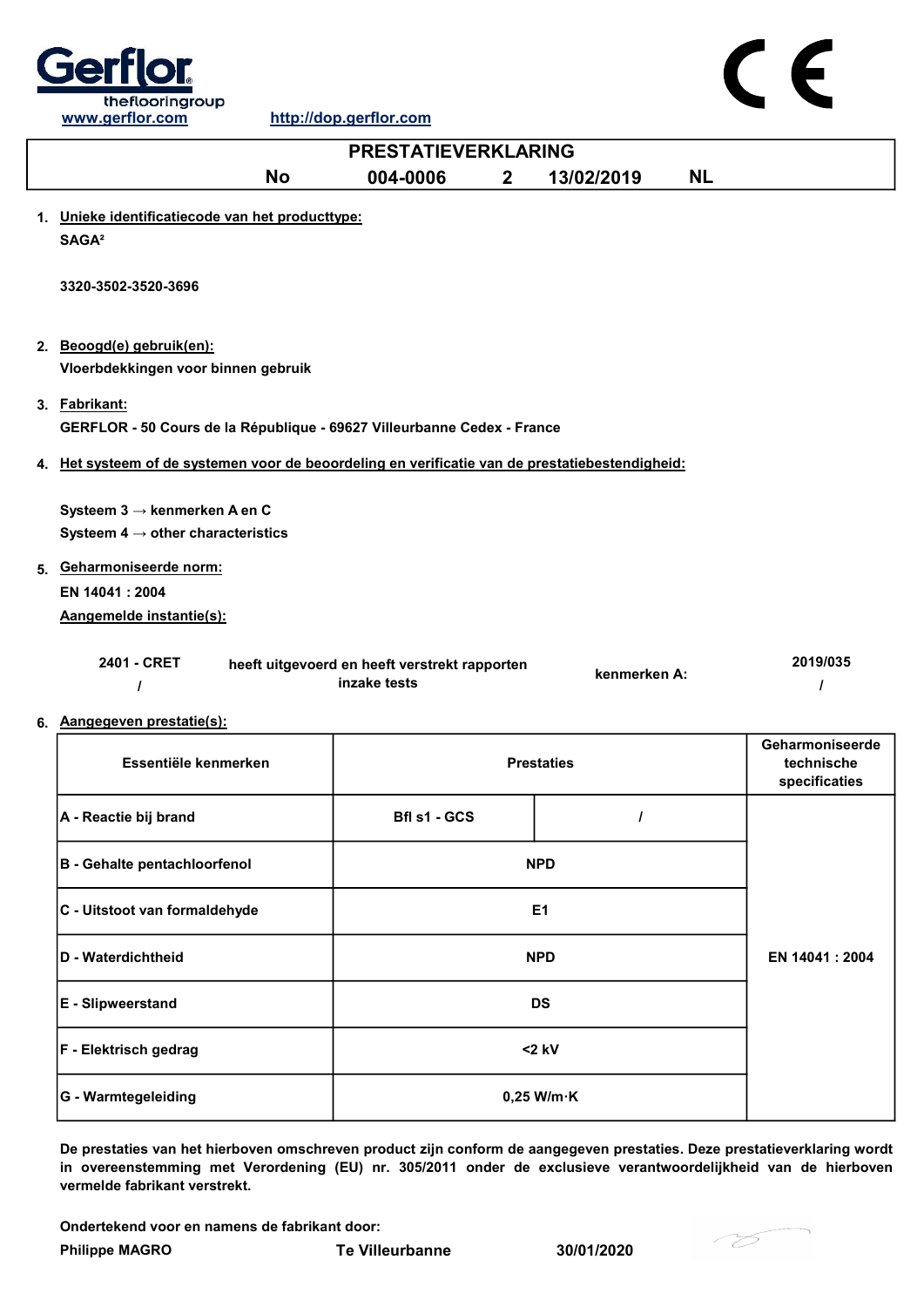Gerflor
theflooringroup
www.gerflor.com http://dop.gerflor.com

CE

# PRESTATIEVERKLARING

No 004-0006 2 13/02/2019 NL

1. Unieke identificatiecode van het producttype:

**SAGA²**

**3320-3502-3520-3696**

2. Beoogd(e) gebruik(en):

**Vloerbdekkingen voor binnen gebruik**

3. Fabrikant:

**GERFLOR - 50 Cours de la République - 69627 Villeurbanne Cedex - France**

4. Het systeem of de systemen voor de beoordeling en verificatie van de prestatiebestendigheid:

**Systeem 3 → kenmerken A en C**
**Systeem 4 → other characteristics**

5. Geharmoniseerde norm:

**EN 14041 : 2004**

Aangemelde instantie(s):

| | | | |
|---|---|---|---|
| 2401 - CRET / | heeft uitgevoerd en heeft verstrekt rapporten inzake tests | kenmerken A: | 2019/035 / |

6. Aangegeven prestatie(s):

| Essentiële kenmerken | Prestaties | | Geharmoniseerde technische specificaties |
|---|---|---|---|
| A - Reactie bij brand | Bfl s1 - GCS | / | EN 14041 : 2004 |
| B - Gehalte pentachloorfenol | NPD | | |
| C - Uitstoot van formaldehyde | E1 | | |
| D - Waterdichtheid | NPD | | |
| E - Slipweerstand | DS | | |
| F - Elektrisch gedrag | <2 kV | | |
| G - Warmtegeleiding | 0,25 W/m·K | | |

**De prestaties van het hierboven omschreven product zijn conform de aangegeven prestaties. Deze prestatieverklaring wordt in overeenstemming met Verordening (EU) nr. 305/2011 onder de exclusieve verantwoordelijkheid van de hierboven vermelde fabrikant verstrekt.**

**Ondertekend voor en namens de fabrikant door:**

**Philippe MAGRO** Te Villeurbanne 30/01/2020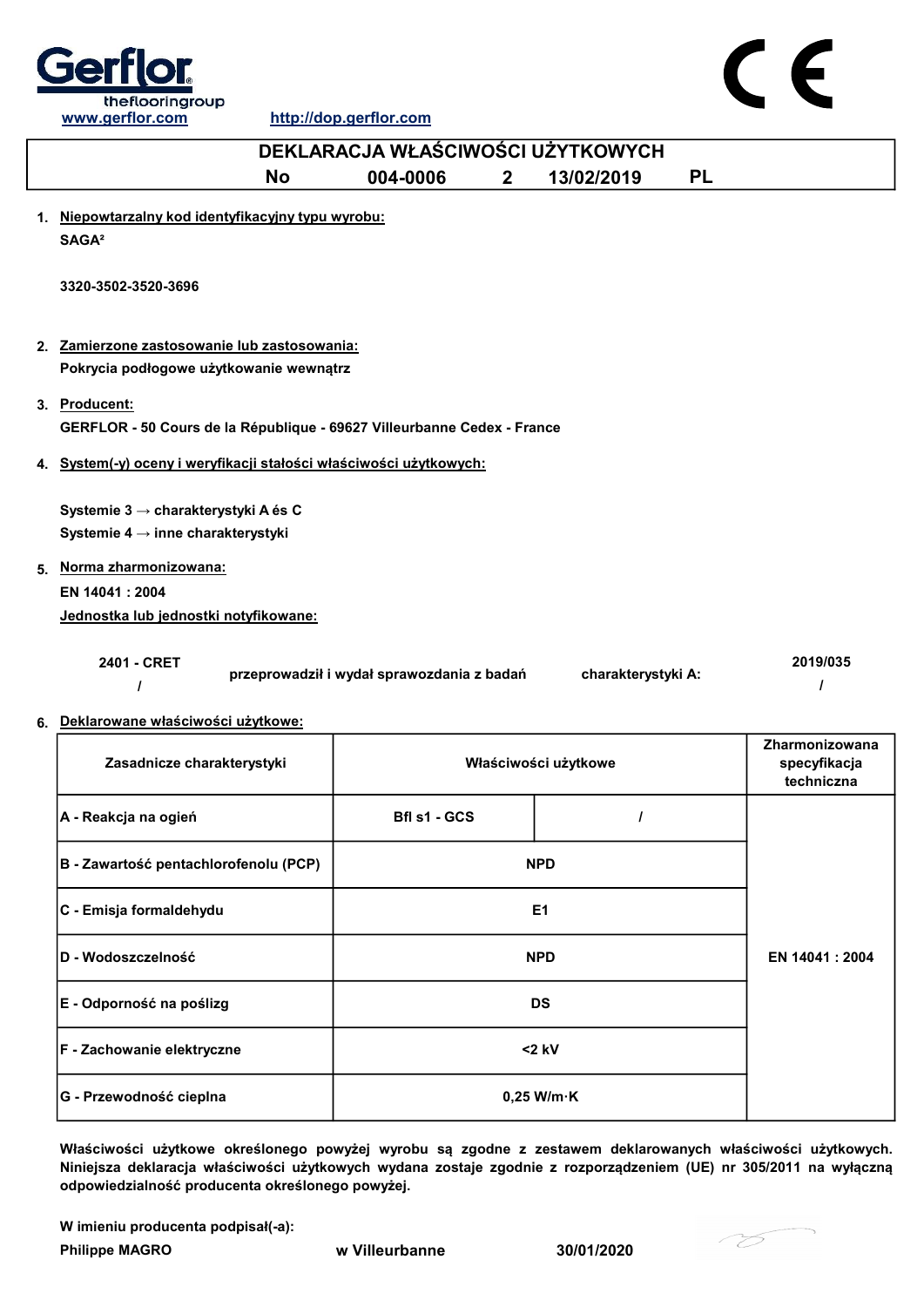www.gerflor.com http://dop.gerflor.com

# DEKLARACJA WŁAŚCIWOŚCI UŻYTKOWYCH

**No 004-0006 2 13/02/2019 PL**

1. **Niepowtarzalny kod identyfikacyjny typu wyrobu:**
   **SAGA²**

   **3320-3502-3520-3696**

2. **Zamierzone zastosowanie lub zastosowania:**
   **Pokrycia podłogowe użytkowanie wewnątrz**

3. **Producent:**
   **GERFLOR - 50 Cours de la République - 69627 Villeurbanne Cedex - France**

4. **System(-y) oceny i weryfikacji stałości właściwości użytkowych:**

   **Systemie 3 → charakterystyki A és C**
   **Systemie 4 → inne charakterystyki**

5. **Norma zharmonizowana:**
   **EN 14041 : 2004**
   **Jednostka lub jednostki notyfikowane:**

   | | | | |
   |---|---|---|---|
   | 2401 - CRET / | przeprowadził i wydał sprawozdania z badań | charakterystyki A: | 2019/035 / |

6. **Deklarowane właściwości użytkowe:**

| Zasadnicze charakterystyki | Właściwości użytkowe | | Zharmonizowana specyfikacja techniczna |
|---|---|---|---|
| A - Reakcja na ogień | Bfl s1 - GCS | / | EN 14041 : 2004 |
| B - Zawartość pentachlorofenolu (PCP) | NPD | | |
| C - Emisja formaldehydu | E1 | | |
| D - Wodoszczelność | NPD | | |
| E - Odporność na poślizg | DS | | |
| F - Zachowanie elektryczne | <2 kV | | |
| G - Przewodność cieplna | 0,25 W/m·K | | |

**Właściwości użytkowe określonego powyżej wyrobu są zgodne z zestawem deklarowanych właściwości użytkowych. Niniejsza deklaracja właściwości użytkowych wydana zostaje zgodnie z rozporządzeniem (UE) nr 305/2011 na wyłączną odpowiedzialność producenta określonego powyżej.**

**W imieniu producenta podpisał(-a):**
**Philippe MAGRO** **w Villeurbanne** **30/01/2020**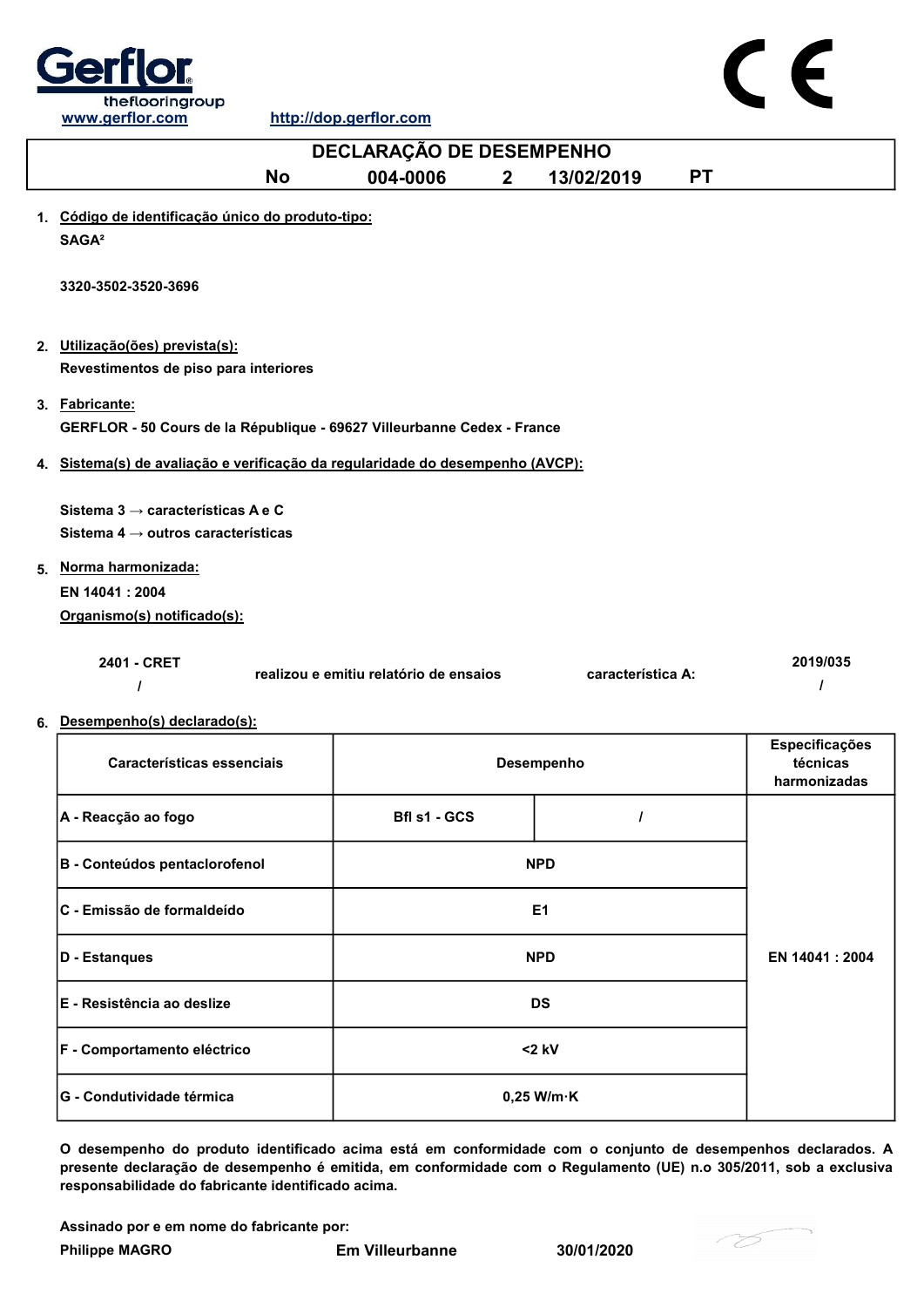Gerflor
theflooringgroup
www.gerflor.com http://dop.gerflor.com

CE

# DECLARAÇÃO DE DESEMPENHO

**No 004-0006 2 13/02/2019 PT**

1. **Código de identificação único do produto-tipo:**

   **SAGA²**

   **3320-3502-3520-3696**

2. **Utilização(ões) prevista(s):**

   **Revestimentos de piso para interiores**

3. **Fabricante:**

   **GERFLOR - 50 Cours de la République - 69627 Villeurbanne Cedex - France**

4. **Sistema(s) de avaliação e verificação da regularidade do desempenho (AVCP):**

   **Sistema 3 → características A e C**
   **Sistema 4 → outros características**

5. **Norma harmonizada:**

   **EN 14041 : 2004**

   **Organismo(s) notificado(s):**

   | | | | |
   |---|---|---|---|
   | 2401 - CRET / | realizou e emitiu relatório de ensaios | característica A: | 2019/035 / |

6. **Desempenho(s) declarado(s):**

| Características essenciais | Desempenho | | Especificações técnicas harmonizadas |
|---|---|---|---|
| A - Reacção ao fogo | Bfl s1 - GCS | / | EN 14041 : 2004 |
| B - Conteúdos pentaclorofenol | NPD | | |
| C - Emissão de formaldeído | E1 | | |
| D - Estanques | NPD | | |
| E - Resistência ao deslize | DS | | |
| F - Comportamento eléctrico | <2 kV | | |
| G - Condutividade térmica | 0,25 W/m·K | | |

**O desempenho do produto identificado acima está em conformidade com o conjunto de desempenhos declarados. A presente declaração de desempenho é emitida, em conformidade com o Regulamento (UE) n.o 305/2011, sob a exclusiva responsabilidade do fabricante identificado acima.**

**Assinado por e em nome do fabricante por:**

**Philippe MAGRO** **Em Villeurbanne** **30/01/2020**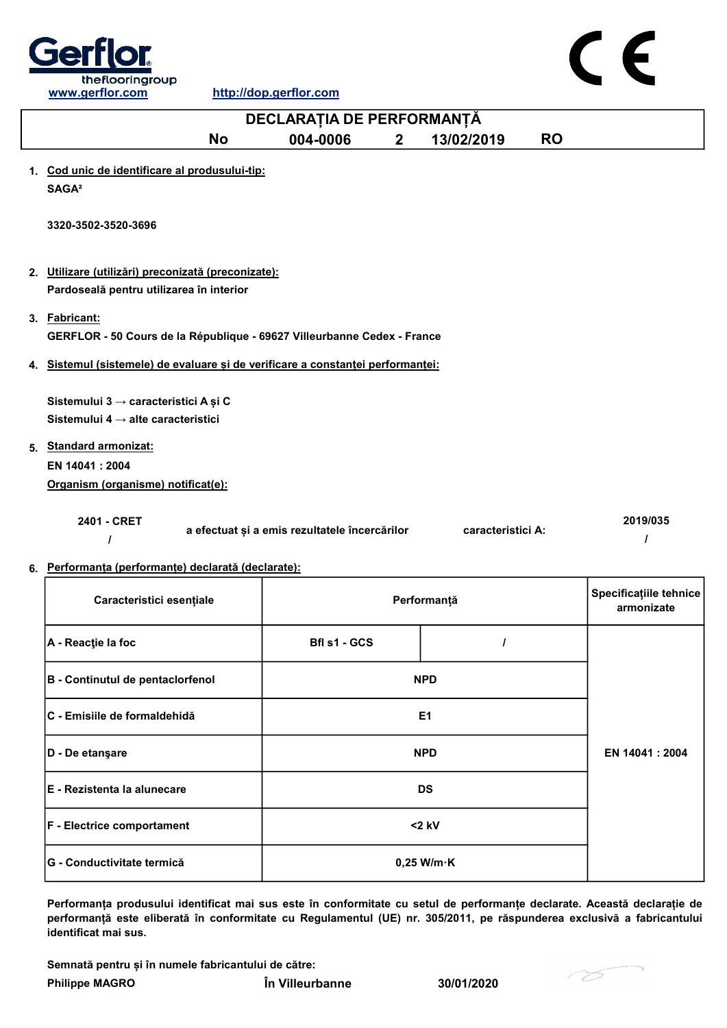www.gerflor.com http://dop.gerflor.com

# DECLARAȚIA DE PERFORMANȚĂ

**No 004-0006 2 13/02/2019 RO**

1. **Cod unic de identificare al produsului-tip:**

   **SAGA²**

   **3320-3502-3520-3696**

2. **Utilizare (utilizări) preconizată (preconizate):**

   **Pardoseală pentru utilizarea în interior**

3. **Fabricant:**

   **GERFLOR - 50 Cours de la République - 69627 Villeurbanne Cedex - France**

4. **Sistemul (sistemele) de evaluare și de verificare a constanței performanței:**

   **Sistemului 3 → caracteristici A și C**
   **Sistemului 4 → alte caracteristici**

5. **Standard armonizat:**

   **EN 14041 : 2004**

   **Organism (organisme) notificat(e):**

   | | | | |
   |---|---|---|---|
   | **2401 - CRET** | **a efectuat și a emis rezultatele încercărilor** | **caracteristici A:** | **2019/035** |
   | **/** | | | **/** |

6. **Performanța (performanțe) declarată (declarate):**

| Caracteristici esențiale | Performanță | | Specificațiile tehnice armonizate |
|---|---|---|---|
| A - Reacţie la foc | Bfl s1 - GCS | / | EN 14041 : 2004 |
| B - Continutul de pentaclorfenol | NPD | | |
| C - Emisiile de formaldehidă | E1 | | |
| D - De etanşare | NPD | | |
| E - Rezistenta la alunecare | DS | | |
| F - Electrice comportament | <2 kV | | |
| G - Conductivitate termică | 0,25 W/m·K | | |

**Performanța produsului identificat mai sus este în conformitate cu setul de performanțe declarate. Această declarație de performanță este eliberată în conformitate cu Regulamentul (UE) nr. 305/2011, pe răspunderea exclusivă a fabricantului identificat mai sus.**

**Semnată pentru și în numele fabricantului de către:**

**Philippe MAGRO** **În Villeurbanne** **30/01/2020**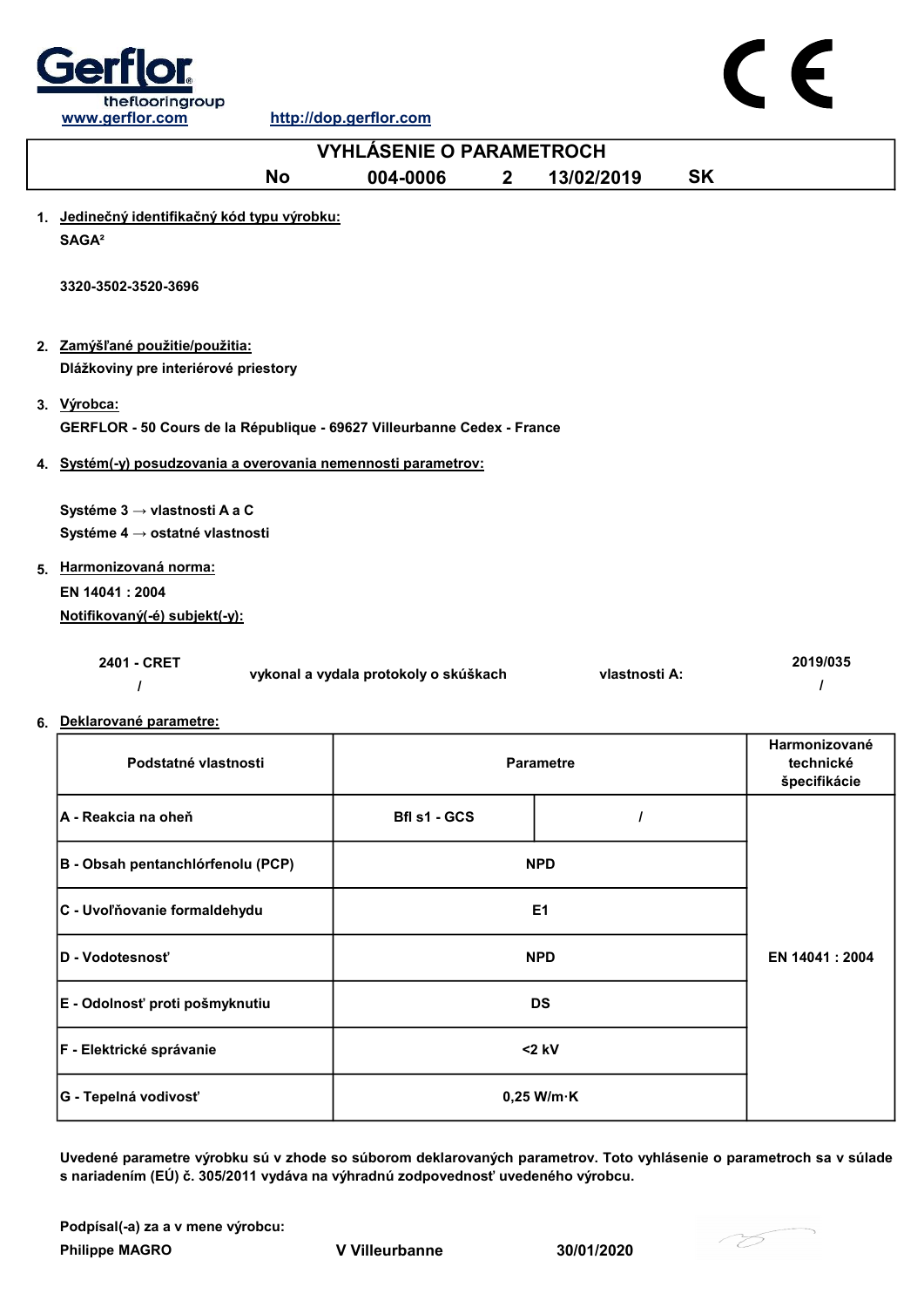Gerflor
theflooringgroup
www.gerflor.com http://dop.gerflor.com

# VYHLÁSENIE O PARAMETROCH

**No 004-0006 2 13/02/2019 SK**

1. **Jedinečný identifikačný kód typu výrobku:**

   **SAGA²**

   **3320-3502-3520-3696**

2. **Zamýšľané použitie/použitia:**

   **Dlážkoviny pre interiérové priestory**

3. **Výrobca:**

   **GERFLOR - 50 Cours de la République - 69627 Villeurbanne Cedex - France**

4. **Systém(-y) posudzovania a overovania nemennosti parametrov:**

   **Systéme 3 → vlastnosti A a C**
   **Systéme 4 → ostatné vlastnosti**

5. **Harmonizovaná norma:**

   **EN 14041 : 2004**

   **Notifikovaný(-é) subjekt(-y):**

   | | | | |
   |---|---|---|---|
   | 2401 - CRET / | vykonal a vydala protokoly o skúškach | vlastnosti A: | 2019/035 / |

6. **Deklarované parametre:**

| Podstatné vlastnosti | Parametre | | Harmonizované technické špecifikácie |
|---|---|---|---|
| A - Reakcia na oheň | Bfl s1 - GCS | / | EN 14041 : 2004 |
| B - Obsah pentanchlórfenolu (PCP) | NPD | | |
| C - Uvoľňovanie formaldehydu | E1 | | |
| D - Vodotesnosť | NPD | | |
| E - Odolnosť proti pošmyknutiu | DS | | |
| F - Elektrické správanie | <2 kV | | |
| G - Tepelná vodivosť | 0,25 W/m·K | | |

**Uvedené parametre výrobku sú v zhode so súborom deklarovaných parametrov. Toto vyhlásenie o parametroch sa v súlade s nariadením (EÚ) č. 305/2011 vydáva na výhradnú zodpovednosť uvedeného výrobcu.**

**Podpísal(-a) za a v mene výrobcu:**

**Philippe MAGRO** **V Villeurbanne** **30/01/2020**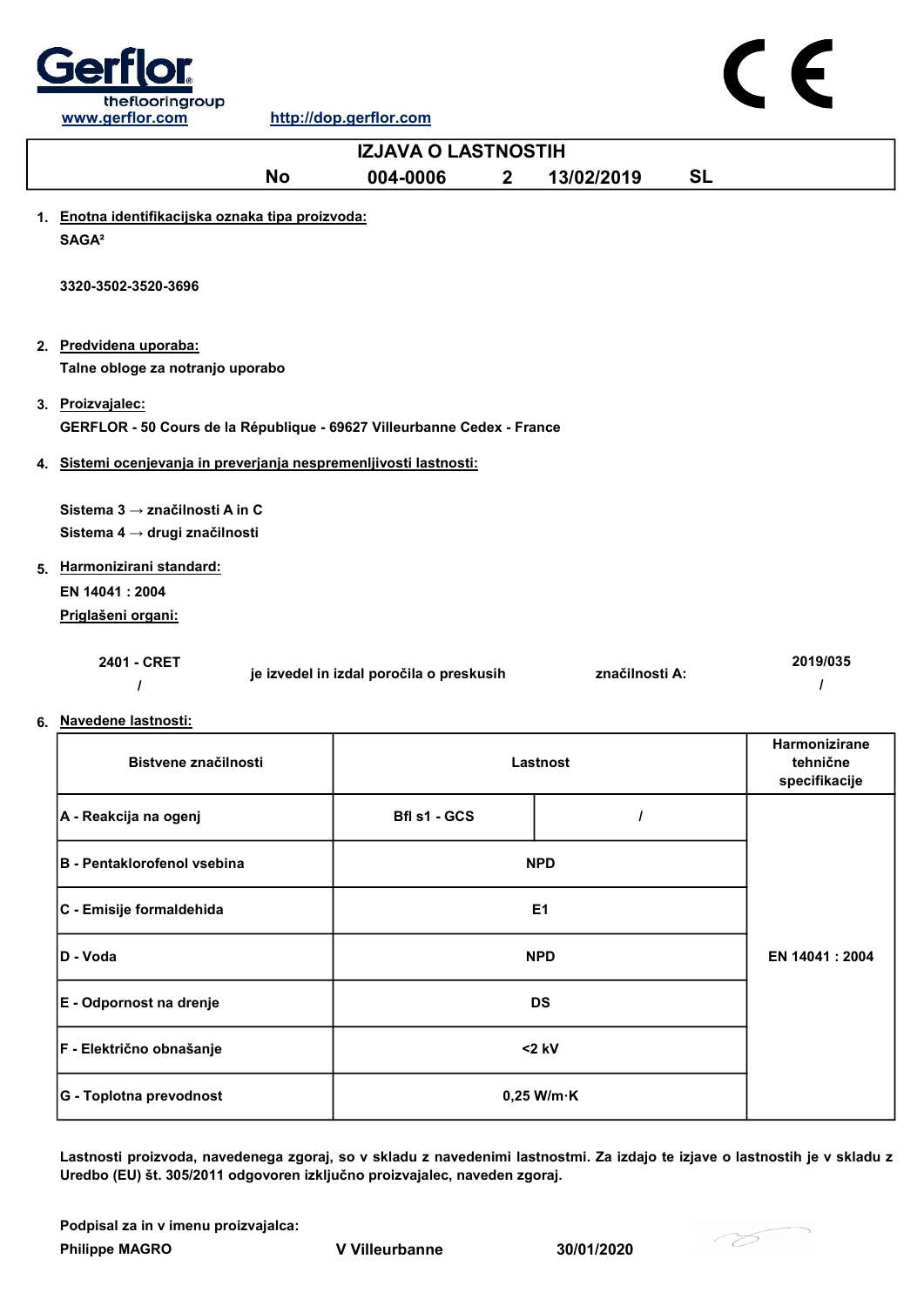Gerflor
theflooringgroup

www.gerflor.com http://dop.gerflor.com

# IZJAVA O LASTNOSTIH

**No 004-0006 2 13/02/2019 SL**

1. **Enotna identifikacijska oznaka tipa proizvoda:**

   **SAGA²**

   **3320-3502-3520-3696**

2. **Predvidena uporaba:**

   **Talne obloge za notranjo uporabo**

3. **Proizvajalec:**

   **GERFLOR - 50 Cours de la République - 69627 Villeurbanne Cedex - France**

4. **Sistemi ocenjevanja in preverjanja nespremenljivosti lastnosti:**

   **Sistema 3 → značilnosti A in C**
   **Sistema 4 → drugi značilnosti**

5. **Harmonizirani standard:**

   **EN 14041 : 2004**

   **Priglašeni organi:**

| | | | |
|---|---|---|---|
| 2401 - CRET / | je izvedel in izdal poročila o preskusih | značilnosti A: | 2019/035 / |

6. **Navedene lastnosti:**

| Bistvene značilnosti | Lastnost | | Harmonizirane tehnične specifikacije |
|---|---|---|---|
| A - Reakcija na ogenj | Bfl s1 - GCS | / | EN 14041 : 2004 |
| B - Pentaklorofenol vsebina | NPD | | |
| C - Emisije formaldehida | E1 | | |
| D - Voda | NPD | | |
| E - Odpornost na drenje | DS | | |
| F - Električno obnašanje | <2 kV | | |
| G - Toplotna prevodnost | 0,25 W/m·K | | |

**Lastnosti proizvoda, navedenega zgoraj, so v skladu z navedenimi lastnostmi. Za izdajo te izjave o lastnostih je v skladu z Uredbo (EU) št. 305/2011 odgovoren izključno proizvajalec, naveden zgoraj.**

**Podpisal za in v imenu proizvajalca:**

**Philippe MAGRO** **V Villeurbanne** **30/01/2020**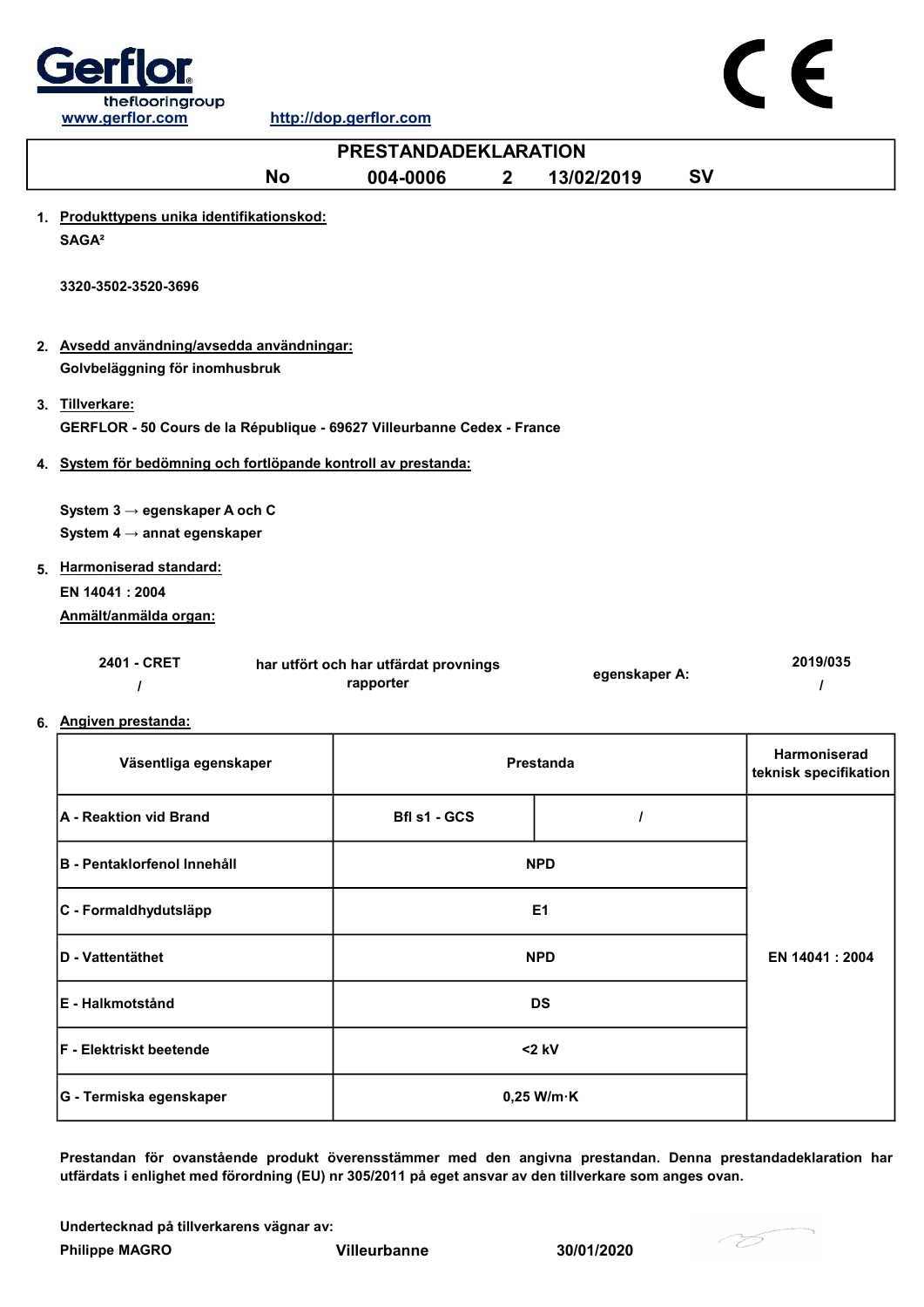Gerflor theflooringroup

www.gerflor.com http://dop.gerflor.com

CE

# PRESTANDADEKLARATION

| No | 004-0006 | 2 | 13/02/2019 | SV |
|---|---|---|---|---|

1. Produkttypens unika identifikationskod:

   **SAGA²**

   **3320-3502-3520-3696**

2. Avsedd användning/avsedda användningar:

   **Golvbeläggning för inomhusbruk**

3. Tillverkare:

   **GERFLOR - 50 Cours de la République - 69627 Villeurbanne Cedex - France**

4. System för bedömning och fortlöpande kontroll av prestanda:

   System 3 → egenskaper A och C
   System 4 → annat egenskaper

5. Harmoniserad standard:

   EN 14041 : 2004

   Anmält/anmälda organ:

| | | | |
|---|---|---|---|
| 2401 - CRET / | har utfört och har utfärdat provnings rapporter | egenskaper A: | 2019/035 / |

6. Angiven prestanda:

| Väsentliga egenskaper | Prestanda | | Harmoniserad teknisk specifikation |
|---|---|---|---|
| A - Reaktion vid Brand | Bfl s1 - GCS | / | EN 14041 : 2004 |
| B - Pentaklorfenol Innehåll | NPD | | |
| C - Formaldhydutsläpp | E1 | | |
| D - Vattentäthet | NPD | | |
| E - Halkmotstånd | DS | | |
| F - Elektriskt beetende | <2 kV | | |
| G - Termiska egenskaper | 0,25 W/m·K | | |

Prestandan för ovanstående produkt överensstämmer med den angivna prestandan. Denna prestandadeklaration har utfärdats i enlighet med förordning (EU) nr 305/2011 på eget ansvar av den tillverkare som anges ovan.

Undertecknad på tillverkarens vägnar av:

Philippe MAGRO Villeurbanne 30/01/2020